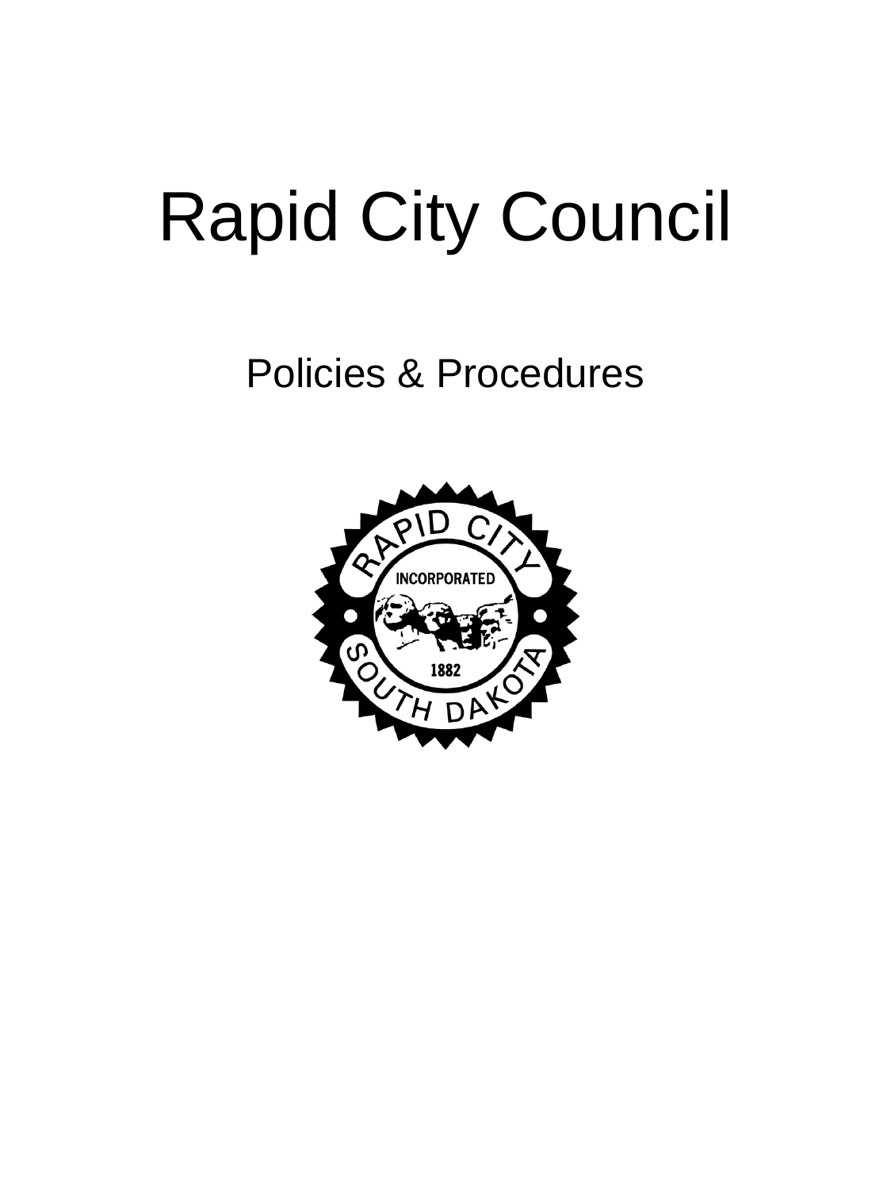# Rapid City Council

## Policies & Procedures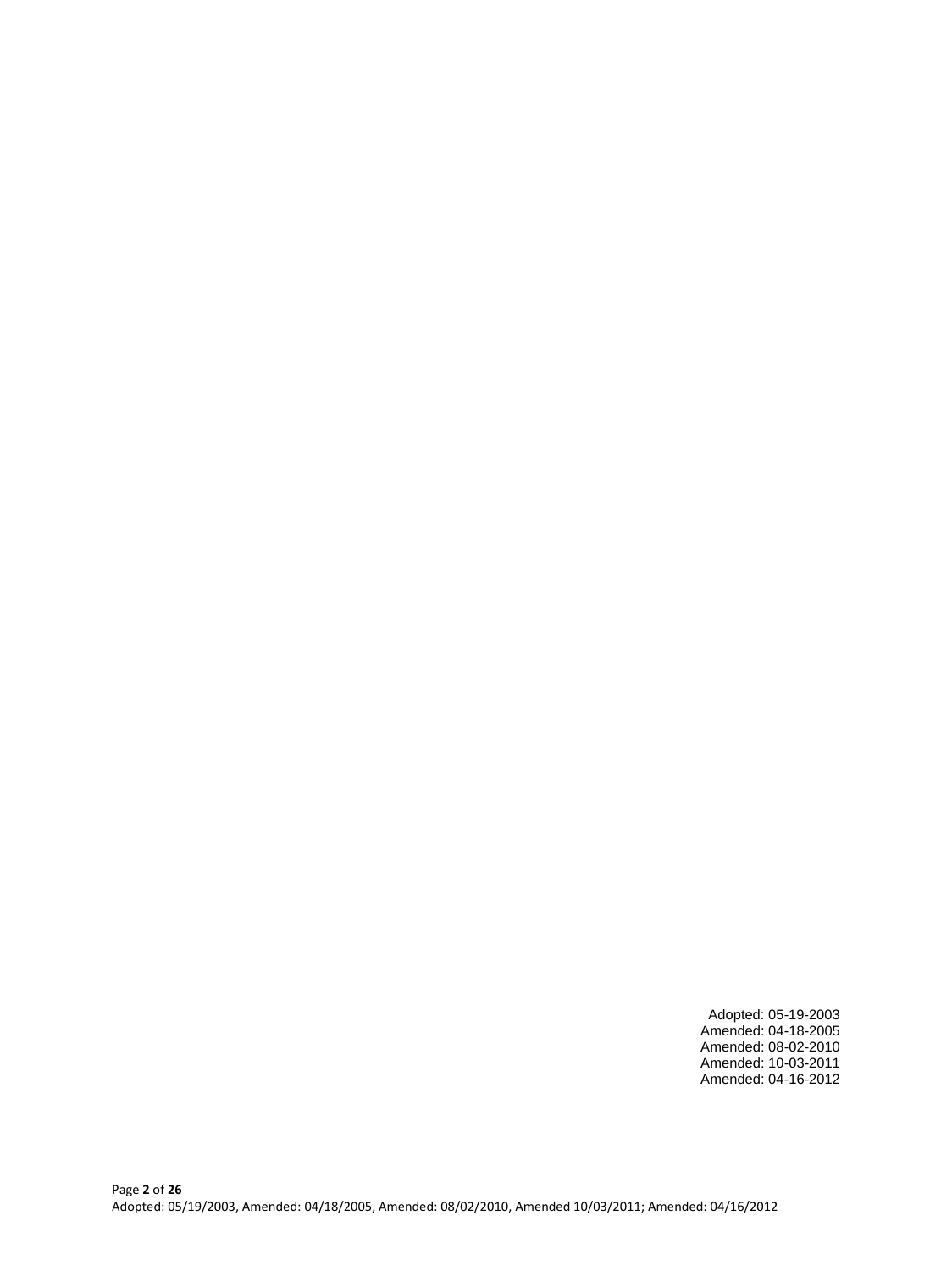Adopted: 05-19-2003
Amended: 04-18-2005
Amended: 08-02-2010
Amended: 10-03-2011
Amended: 04-16-2012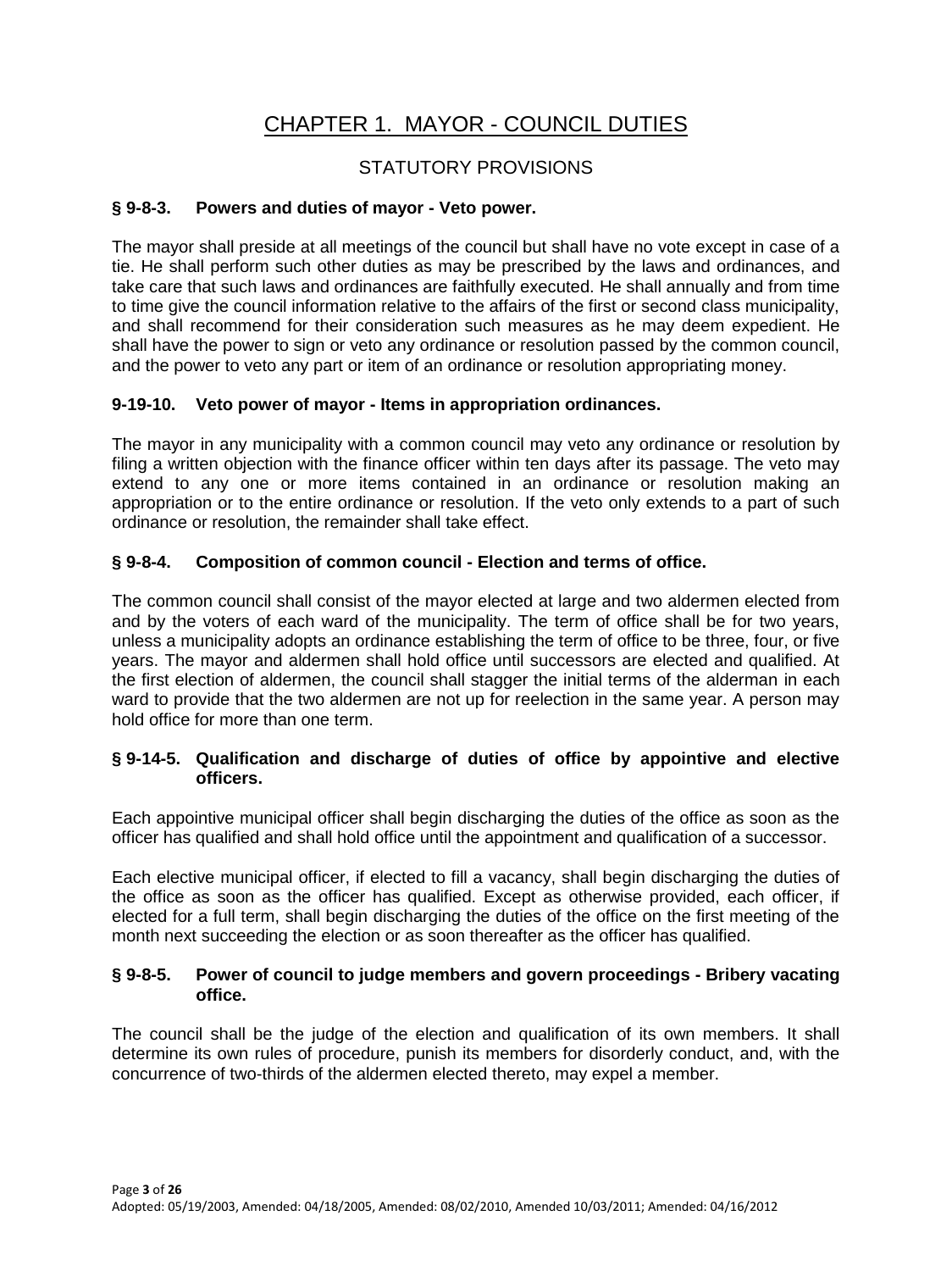# CHAPTER 1. MAYOR - COUNCIL DUTIES

## STATUTORY PROVISIONS

### § 9-8-3. Powers and duties of mayor - Veto power.

The mayor shall preside at all meetings of the council but shall have no vote except in case of a tie. He shall perform such other duties as may be prescribed by the laws and ordinances, and take care that such laws and ordinances are faithfully executed. He shall annually and from time to time give the council information relative to the affairs of the first or second class municipality, and shall recommend for their consideration such measures as he may deem expedient. He shall have the power to sign or veto any ordinance or resolution passed by the common council, and the power to veto any part or item of an ordinance or resolution appropriating money.

### 9-19-10. Veto power of mayor - Items in appropriation ordinances.

The mayor in any municipality with a common council may veto any ordinance or resolution by filing a written objection with the finance officer within ten days after its passage. The veto may extend to any one or more items contained in an ordinance or resolution making an appropriation or to the entire ordinance or resolution. If the veto only extends to a part of such ordinance or resolution, the remainder shall take effect.

### § 9-8-4. Composition of common council - Election and terms of office.

The common council shall consist of the mayor elected at large and two aldermen elected from and by the voters of each ward of the municipality. The term of office shall be for two years, unless a municipality adopts an ordinance establishing the term of office to be three, four, or five years. The mayor and aldermen shall hold office until successors are elected and qualified. At the first election of aldermen, the council shall stagger the initial terms of the alderman in each ward to provide that the two aldermen are not up for reelection in the same year. A person may hold office for more than one term.

### § 9-14-5. Qualification and discharge of duties of office by appointive and elective officers.

Each appointive municipal officer shall begin discharging the duties of the office as soon as the officer has qualified and shall hold office until the appointment and qualification of a successor.

Each elective municipal officer, if elected to fill a vacancy, shall begin discharging the duties of the office as soon as the officer has qualified. Except as otherwise provided, each officer, if elected for a full term, shall begin discharging the duties of the office on the first meeting of the month next succeeding the election or as soon thereafter as the officer has qualified.

### § 9-8-5. Power of council to judge members and govern proceedings - Bribery vacating office.

The council shall be the judge of the election and qualification of its own members. It shall determine its own rules of procedure, punish its members for disorderly conduct, and, with the concurrence of two-thirds of the aldermen elected thereto, may expel a member.

Adopted: 05/19/2003, Amended: 04/18/2005, Amended: 08/02/2010, Amended 10/03/2011; Amended: 04/16/2012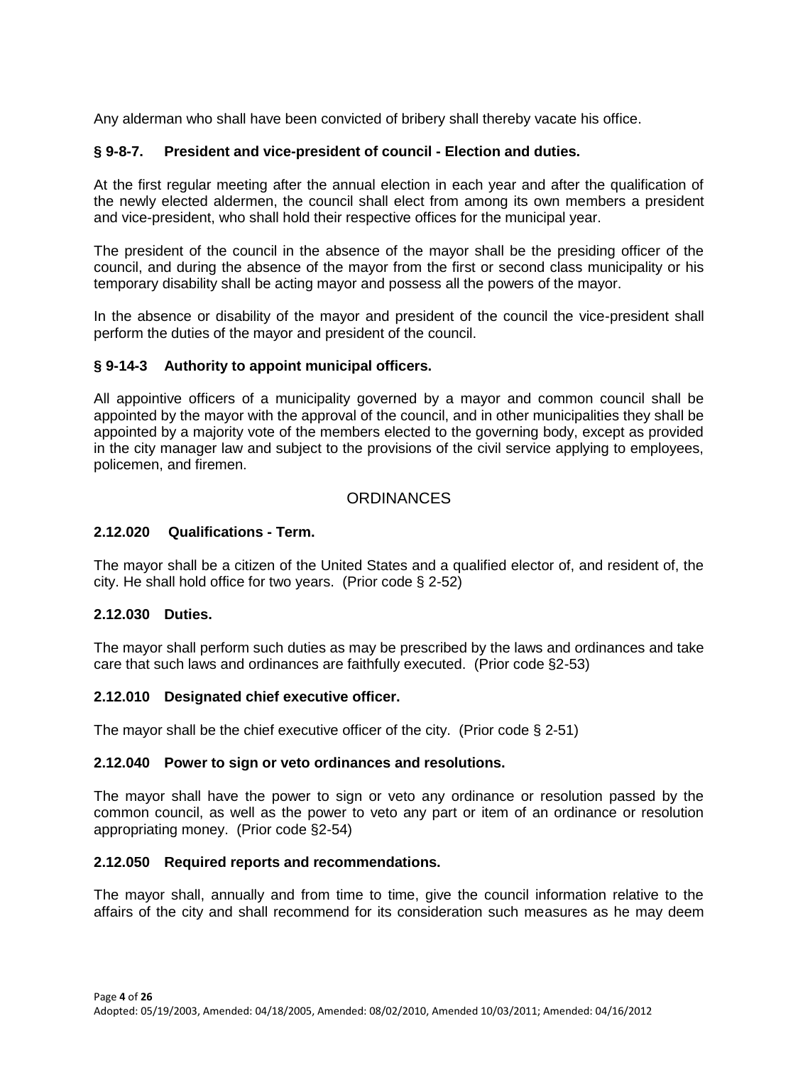Any alderman who shall have been convicted of bribery shall thereby vacate his office.

### § 9-8-7. President and vice-president of council - Election and duties.

At the first regular meeting after the annual election in each year and after the qualification of the newly elected aldermen, the council shall elect from among its own members a president and vice-president, who shall hold their respective offices for the municipal year.

The president of the council in the absence of the mayor shall be the presiding officer of the council, and during the absence of the mayor from the first or second class municipality or his temporary disability shall be acting mayor and possess all the powers of the mayor.

In the absence or disability of the mayor and president of the council the vice-president shall perform the duties of the mayor and president of the council.

### § 9-14-3 Authority to appoint municipal officers.

All appointive officers of a municipality governed by a mayor and common council shall be appointed by the mayor with the approval of the council, and in other municipalities they shall be appointed by a majority vote of the members elected to the governing body, except as provided in the city manager law and subject to the provisions of the civil service applying to employees, policemen, and firemen.

## ORDINANCES

### 2.12.020 Qualifications - Term.

The mayor shall be a citizen of the United States and a qualified elector of, and resident of, the city. He shall hold office for two years. (Prior code § 2-52)

### 2.12.030 Duties.

The mayor shall perform such duties as may be prescribed by the laws and ordinances and take care that such laws and ordinances are faithfully executed. (Prior code §2-53)

### 2.12.010 Designated chief executive officer.

The mayor shall be the chief executive officer of the city. (Prior code § 2-51)

### 2.12.040 Power to sign or veto ordinances and resolutions.

The mayor shall have the power to sign or veto any ordinance or resolution passed by the common council, as well as the power to veto any part or item of an ordinance or resolution appropriating money. (Prior code §2-54)

### 2.12.050 Required reports and recommendations.

The mayor shall, annually and from time to time, give the council information relative to the affairs of the city and shall recommend for its consideration such measures as he may deem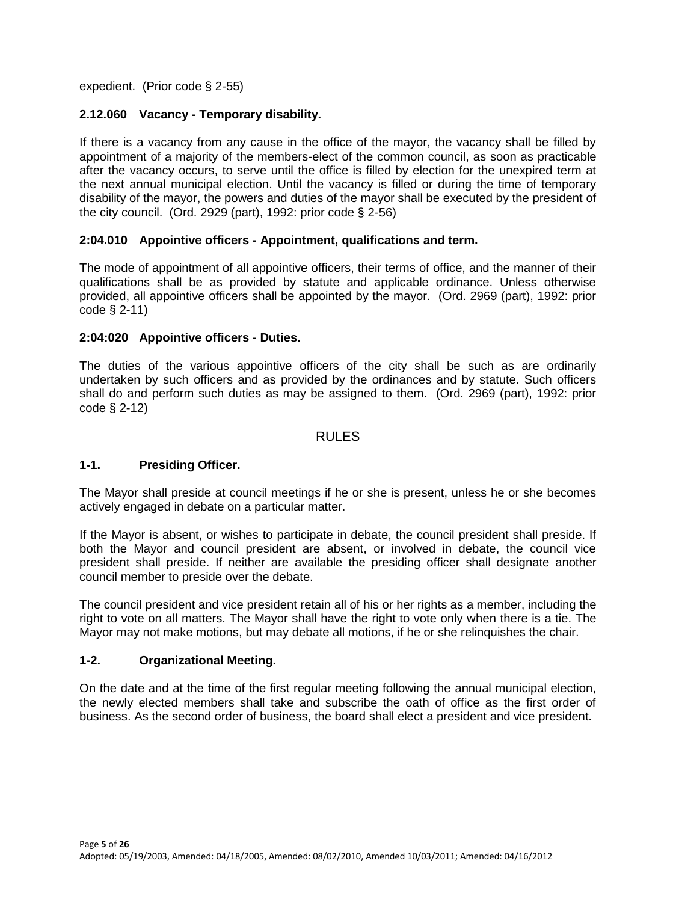expedient. (Prior code § 2-55)

### 2.12.060 Vacancy - Temporary disability.

If there is a vacancy from any cause in the office of the mayor, the vacancy shall be filled by appointment of a majority of the members-elect of the common council, as soon as practicable after the vacancy occurs, to serve until the office is filled by election for the unexpired term at the next annual municipal election. Until the vacancy is filled or during the time of temporary disability of the mayor, the powers and duties of the mayor shall be executed by the president of the city council. (Ord. 2929 (part), 1992: prior code § 2-56)

### 2:04.010 Appointive officers - Appointment, qualifications and term.

The mode of appointment of all appointive officers, their terms of office, and the manner of their qualifications shall be as provided by statute and applicable ordinance. Unless otherwise provided, all appointive officers shall be appointed by the mayor. (Ord. 2969 (part), 1992: prior code § 2-11)

### 2:04:020 Appointive officers - Duties.

The duties of the various appointive officers of the city shall be such as are ordinarily undertaken by such officers and as provided by the ordinances and by statute. Such officers shall do and perform such duties as may be assigned to them. (Ord. 2969 (part), 1992: prior code § 2-12)

## RULES

### 1-1. Presiding Officer.

The Mayor shall preside at council meetings if he or she is present, unless he or she becomes actively engaged in debate on a particular matter.

If the Mayor is absent, or wishes to participate in debate, the council president shall preside. If both the Mayor and council president are absent, or involved in debate, the council vice president shall preside. If neither are available the presiding officer shall designate another council member to preside over the debate.

The council president and vice president retain all of his or her rights as a member, including the right to vote on all matters. The Mayor shall have the right to vote only when there is a tie. The Mayor may not make motions, but may debate all motions, if he or she relinquishes the chair.

### 1-2. Organizational Meeting.

On the date and at the time of the first regular meeting following the annual municipal election, the newly elected members shall take and subscribe the oath of office as the first order of business. As the second order of business, the board shall elect a president and vice president.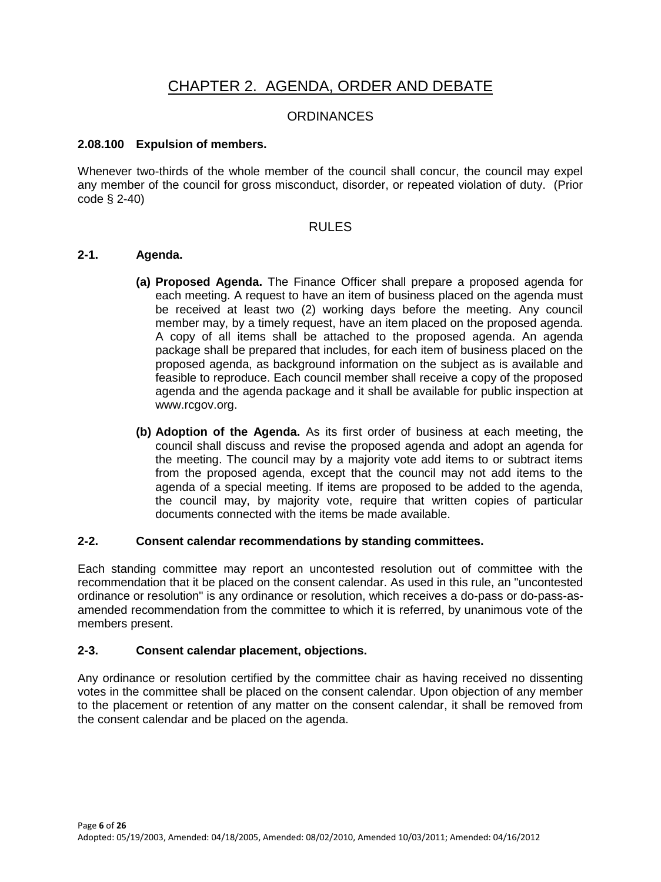# CHAPTER 2. AGENDA, ORDER AND DEBATE

## ORDINANCES

**2.08.100 Expulsion of members.**

Whenever two-thirds of the whole member of the council shall concur, the council may expel any member of the council for gross misconduct, disorder, or repeated violation of duty. (Prior code § 2-40)

## RULES

**2-1. Agenda.**

- **(a) Proposed Agenda.** The Finance Officer shall prepare a proposed agenda for each meeting. A request to have an item of business placed on the agenda must be received at least two (2) working days before the meeting. Any council member may, by a timely request, have an item placed on the proposed agenda. A copy of all items shall be attached to the proposed agenda. An agenda package shall be prepared that includes, for each item of business placed on the proposed agenda, as background information on the subject as is available and feasible to reproduce. Each council member shall receive a copy of the proposed agenda and the agenda package and it shall be available for public inspection at www.rcgov.org.

- **(b) Adoption of the Agenda.** As its first order of business at each meeting, the council shall discuss and revise the proposed agenda and adopt an agenda for the meeting. The council may by a majority vote add items to or subtract items from the proposed agenda, except that the council may not add items to the agenda of a special meeting. If items are proposed to be added to the agenda, the council may, by majority vote, require that written copies of particular documents connected with the items be made available.

**2-2. Consent calendar recommendations by standing committees.**

Each standing committee may report an uncontested resolution out of committee with the recommendation that it be placed on the consent calendar. As used in this rule, an "uncontested ordinance or resolution" is any ordinance or resolution, which receives a do-pass or do-pass-as-amended recommendation from the committee to which it is referred, by unanimous vote of the members present.

**2-3. Consent calendar placement, objections.**

Any ordinance or resolution certified by the committee chair as having received no dissenting votes in the committee shall be placed on the consent calendar. Upon objection of any member to the placement or retention of any matter on the consent calendar, it shall be removed from the consent calendar and be placed on the agenda.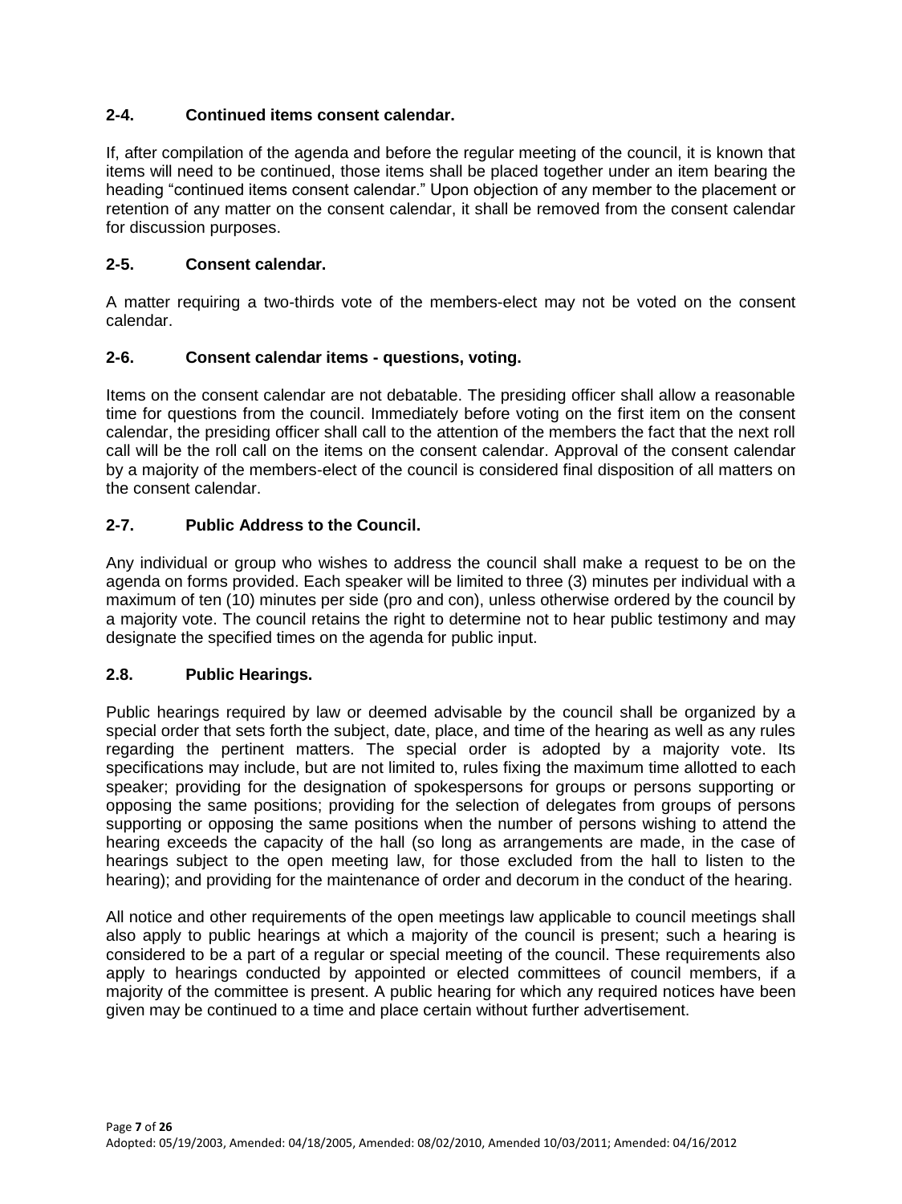### 2-4. Continued items consent calendar.

If, after compilation of the agenda and before the regular meeting of the council, it is known that items will need to be continued, those items shall be placed together under an item bearing the heading "continued items consent calendar." Upon objection of any member to the placement or retention of any matter on the consent calendar, it shall be removed from the consent calendar for discussion purposes.

### 2-5. Consent calendar.

A matter requiring a two-thirds vote of the members-elect may not be voted on the consent calendar.

### 2-6. Consent calendar items - questions, voting.

Items on the consent calendar are not debatable. The presiding officer shall allow a reasonable time for questions from the council. Immediately before voting on the first item on the consent calendar, the presiding officer shall call to the attention of the members the fact that the next roll call will be the roll call on the items on the consent calendar. Approval of the consent calendar by a majority of the members-elect of the council is considered final disposition of all matters on the consent calendar.

### 2-7. Public Address to the Council.

Any individual or group who wishes to address the council shall make a request to be on the agenda on forms provided. Each speaker will be limited to three (3) minutes per individual with a maximum of ten (10) minutes per side (pro and con), unless otherwise ordered by the council by a majority vote. The council retains the right to determine not to hear public testimony and may designate the specified times on the agenda for public input.

### 2.8. Public Hearings.

Public hearings required by law or deemed advisable by the council shall be organized by a special order that sets forth the subject, date, place, and time of the hearing as well as any rules regarding the pertinent matters. The special order is adopted by a majority vote. Its specifications may include, but are not limited to, rules fixing the maximum time allotted to each speaker; providing for the designation of spokespersons for groups or persons supporting or opposing the same positions; providing for the selection of delegates from groups of persons supporting or opposing the same positions when the number of persons wishing to attend the hearing exceeds the capacity of the hall (so long as arrangements are made, in the case of hearings subject to the open meeting law, for those excluded from the hall to listen to the hearing); and providing for the maintenance of order and decorum in the conduct of the hearing.

All notice and other requirements of the open meetings law applicable to council meetings shall also apply to public hearings at which a majority of the council is present; such a hearing is considered to be a part of a regular or special meeting of the council. These requirements also apply to hearings conducted by appointed or elected committees of council members, if a majority of the committee is present. A public hearing for which any required notices have been given may be continued to a time and place certain without further advertisement.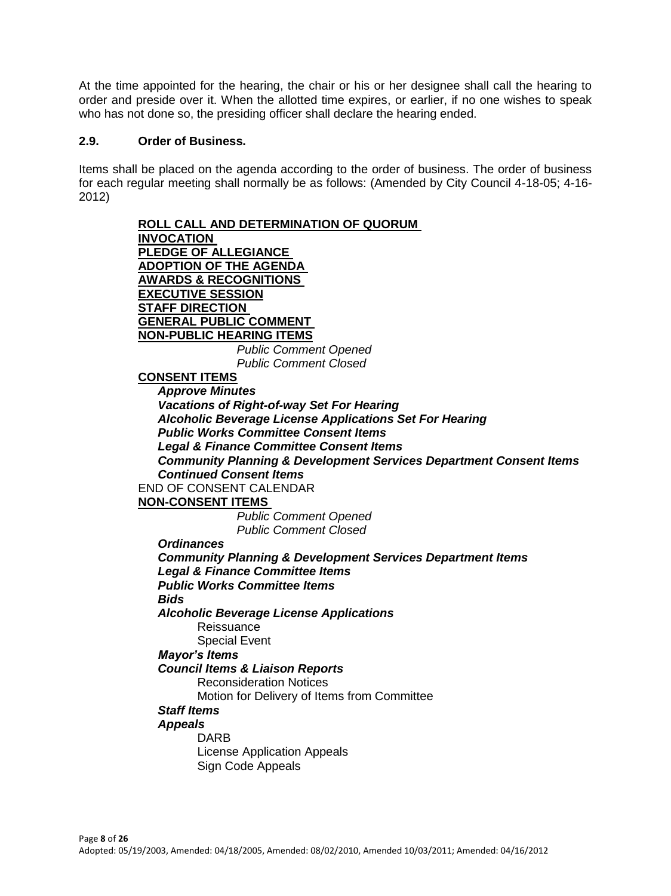At the time appointed for the hearing, the chair or his or her designee shall call the hearing to order and preside over it. When the allotted time expires, or earlier, if no one wishes to speak who has not done so, the presiding officer shall declare the hearing ended.

### 2.9. Order of Business.

Items shall be placed on the agenda according to the order of business. The order of business for each regular meeting shall normally be as follows: (Amended by City Council 4-18-05; 4-16-2012)

**ROLL CALL AND DETERMINATION OF QUORUM**
**INVOCATION**
**PLEDGE OF ALLEGIANCE**
**ADOPTION OF THE AGENDA**
**AWARDS & RECOGNITIONS**
**EXECUTIVE SESSION**
**STAFF DIRECTION**
**GENERAL PUBLIC COMMENT**
**NON-PUBLIC HEARING ITEMS**

*Public Comment Opened*
*Public Comment Closed*

**CONSENT ITEMS**

***Approve Minutes***
***Vacations of Right-of-way Set For Hearing***
***Alcoholic Beverage License Applications Set For Hearing***
***Public Works Committee Consent Items***
***Legal & Finance Committee Consent Items***
***Community Planning & Development Services Department Consent Items***
***Continued Consent Items***

END OF CONSENT CALENDAR

**NON-CONSENT ITEMS**

*Public Comment Opened*
*Public Comment Closed*

***Ordinances***
***Community Planning & Development Services Department Items***
***Legal & Finance Committee Items***
***Public Works Committee Items***
***Bids***
***Alcoholic Beverage License Applications***

- Reissuance
- Special Event

***Mayor's Items***
***Council Items & Liaison Reports***

- Reconsideration Notices
- Motion for Delivery of Items from Committee

***Staff Items***
***Appeals***

- DARB
- License Application Appeals
- Sign Code Appeals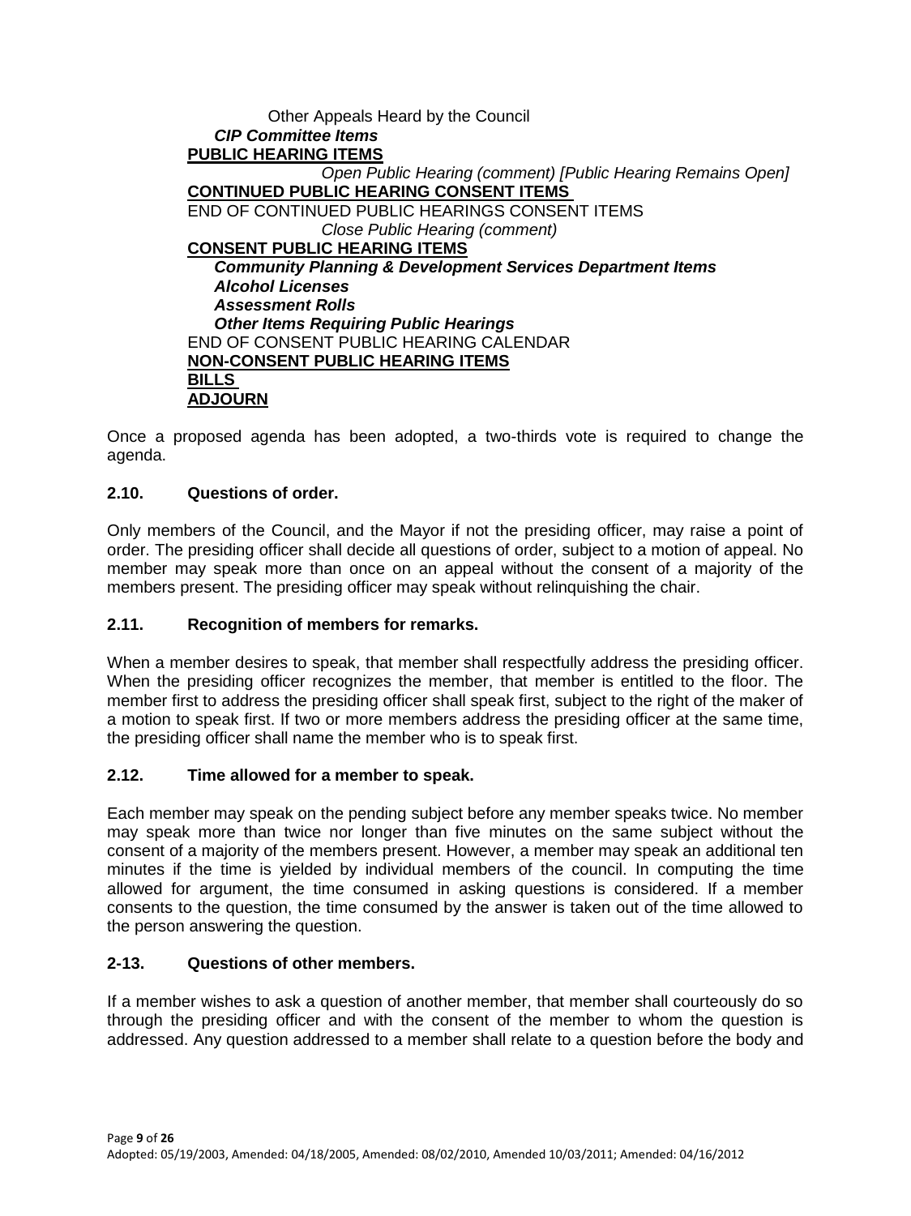Other Appeals Heard by the Council

***CIP Committee Items***

**PUBLIC HEARING ITEMS**

*Open Public Hearing (comment) [Public Hearing Remains Open]*

**CONTINUED PUBLIC HEARING CONSENT ITEMS**

END OF CONTINUED PUBLIC HEARINGS CONSENT ITEMS

*Close Public Hearing (comment)*

**CONSENT PUBLIC HEARING ITEMS**

***Community Planning & Development Services Department Items***

***Alcohol Licenses***

***Assessment Rolls***

***Other Items Requiring Public Hearings***

END OF CONSENT PUBLIC HEARING CALENDAR

**NON-CONSENT PUBLIC HEARING ITEMS**

**BILLS**

**ADJOURN**

Once a proposed agenda has been adopted, a two-thirds vote is required to change the agenda.

### 2.10. Questions of order.

Only members of the Council, and the Mayor if not the presiding officer, may raise a point of order. The presiding officer shall decide all questions of order, subject to a motion of appeal. No member may speak more than once on an appeal without the consent of a majority of the members present. The presiding officer may speak without relinquishing the chair.

### 2.11. Recognition of members for remarks.

When a member desires to speak, that member shall respectfully address the presiding officer. When the presiding officer recognizes the member, that member is entitled to the floor. The member first to address the presiding officer shall speak first, subject to the right of the maker of a motion to speak first. If two or more members address the presiding officer at the same time, the presiding officer shall name the member who is to speak first.

### 2.12. Time allowed for a member to speak.

Each member may speak on the pending subject before any member speaks twice. No member may speak more than twice nor longer than five minutes on the same subject without the consent of a majority of the members present. However, a member may speak an additional ten minutes if the time is yielded by individual members of the council. In computing the time allowed for argument, the time consumed in asking questions is considered. If a member consents to the question, the time consumed by the answer is taken out of the time allowed to the person answering the question.

### 2-13. Questions of other members.

If a member wishes to ask a question of another member, that member shall courteously do so through the presiding officer and with the consent of the member to whom the question is addressed. Any question addressed to a member shall relate to a question before the body and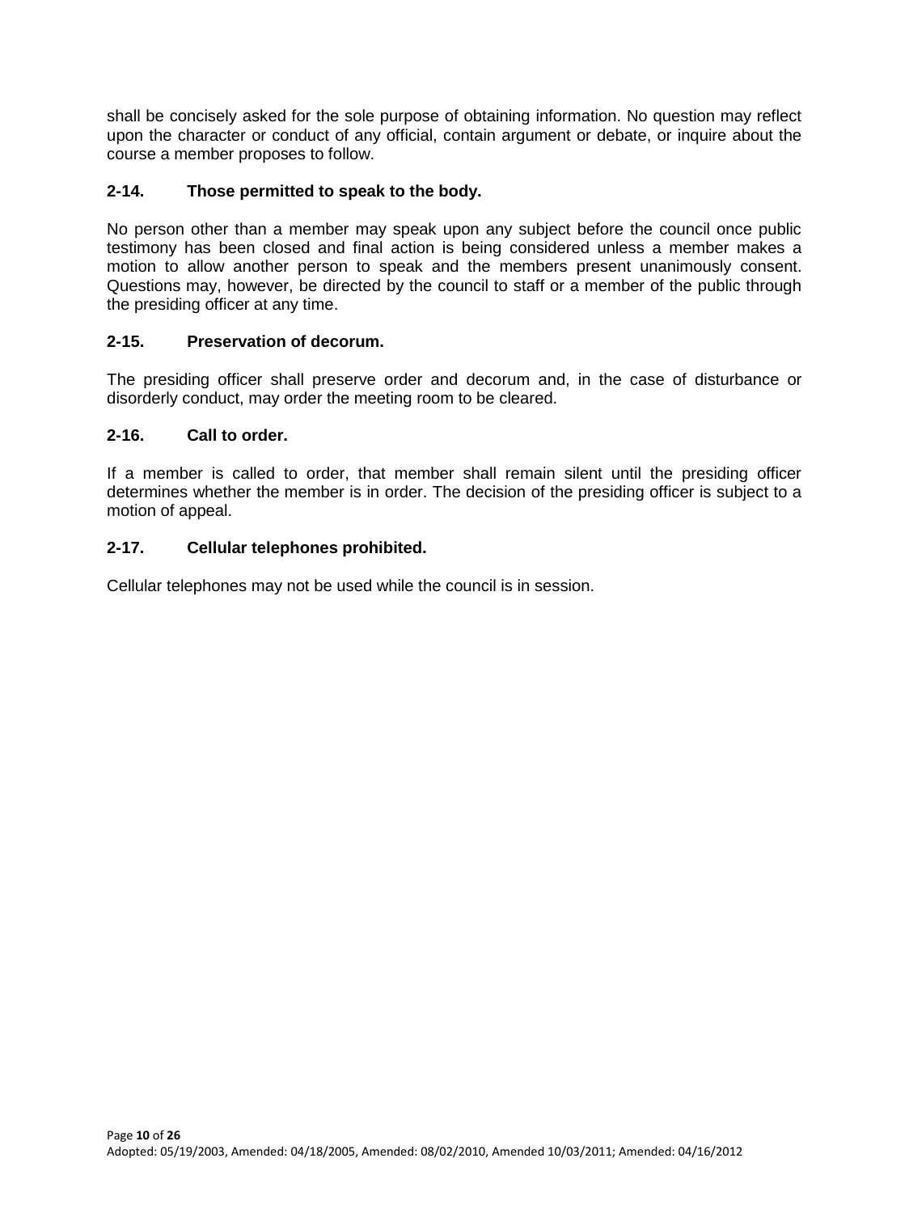shall be concisely asked for the sole purpose of obtaining information. No question may reflect upon the character or conduct of any official, contain argument or debate, or inquire about the course a member proposes to follow.

### 2-14. Those permitted to speak to the body.

No person other than a member may speak upon any subject before the council once public testimony has been closed and final action is being considered unless a member makes a motion to allow another person to speak and the members present unanimously consent. Questions may, however, be directed by the council to staff or a member of the public through the presiding officer at any time.

### 2-15. Preservation of decorum.

The presiding officer shall preserve order and decorum and, in the case of disturbance or disorderly conduct, may order the meeting room to be cleared.

### 2-16. Call to order.

If a member is called to order, that member shall remain silent until the presiding officer determines whether the member is in order. The decision of the presiding officer is subject to a motion of appeal.

### 2-17. Cellular telephones prohibited.

Cellular telephones may not be used while the council is in session.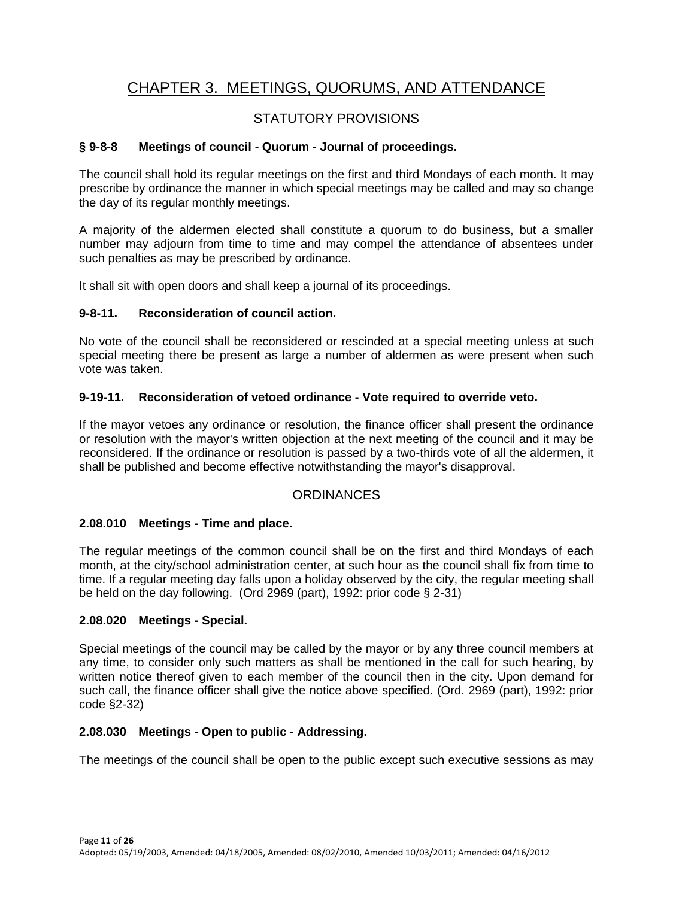# CHAPTER 3. MEETINGS, QUORUMS, AND ATTENDANCE

## STATUTORY PROVISIONS

### § 9-8-8 Meetings of council - Quorum - Journal of proceedings.

The council shall hold its regular meetings on the first and third Mondays of each month. It may prescribe by ordinance the manner in which special meetings may be called and may so change the day of its regular monthly meetings.

A majority of the aldermen elected shall constitute a quorum to do business, but a smaller number may adjourn from time to time and may compel the attendance of absentees under such penalties as may be prescribed by ordinance.

It shall sit with open doors and shall keep a journal of its proceedings.

### 9-8-11. Reconsideration of council action.

No vote of the council shall be reconsidered or rescinded at a special meeting unless at such special meeting there be present as large a number of aldermen as were present when such vote was taken.

### 9-19-11. Reconsideration of vetoed ordinance - Vote required to override veto.

If the mayor vetoes any ordinance or resolution, the finance officer shall present the ordinance or resolution with the mayor's written objection at the next meeting of the council and it may be reconsidered. If the ordinance or resolution is passed by a two-thirds vote of all the aldermen, it shall be published and become effective notwithstanding the mayor's disapproval.

## ORDINANCES

### 2.08.010 Meetings - Time and place.

The regular meetings of the common council shall be on the first and third Mondays of each month, at the city/school administration center, at such hour as the council shall fix from time to time. If a regular meeting day falls upon a holiday observed by the city, the regular meeting shall be held on the day following. (Ord 2969 (part), 1992: prior code § 2-31)

### 2.08.020 Meetings - Special.

Special meetings of the council may be called by the mayor or by any three council members at any time, to consider only such matters as shall be mentioned in the call for such hearing, by written notice thereof given to each member of the council then in the city. Upon demand for such call, the finance officer shall give the notice above specified. (Ord. 2969 (part), 1992: prior code §2-32)

### 2.08.030 Meetings - Open to public - Addressing.

The meetings of the council shall be open to the public except such executive sessions as may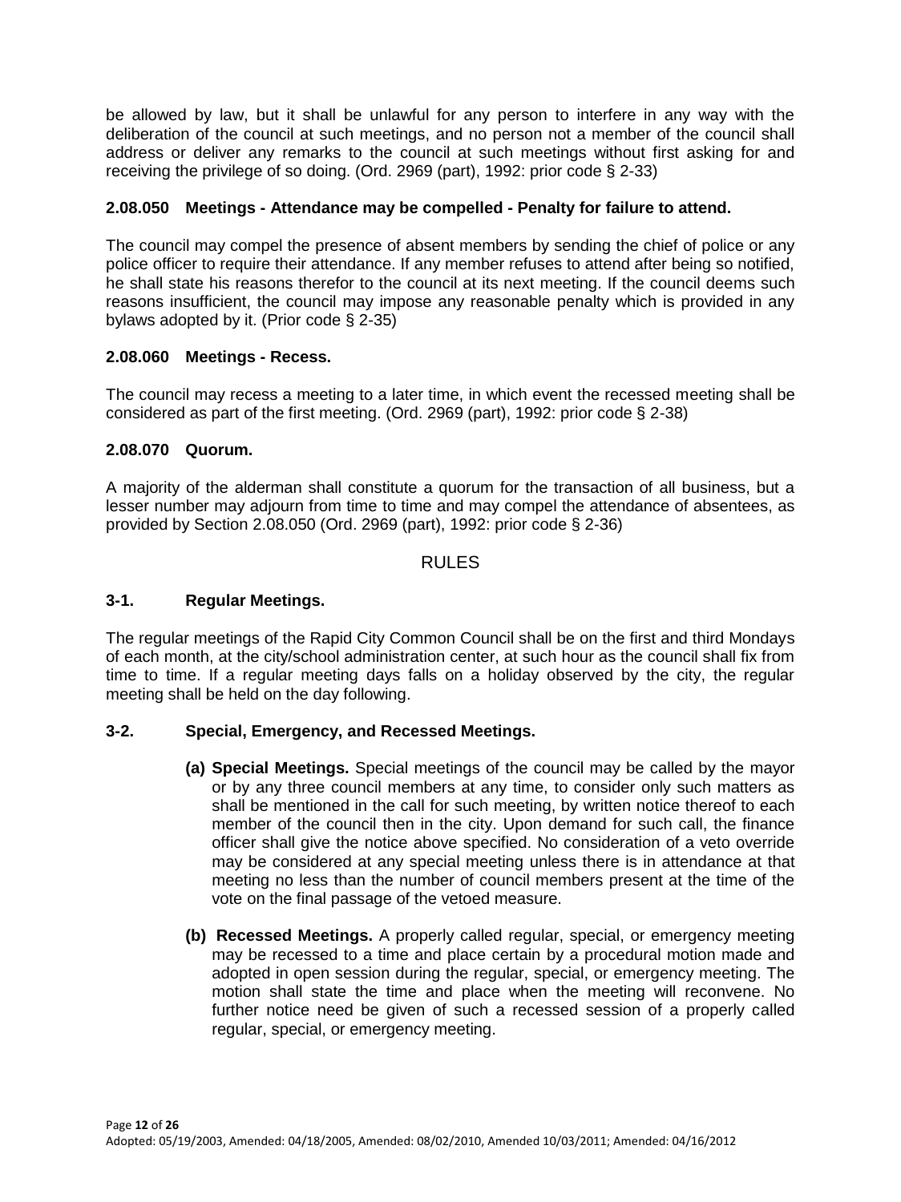be allowed by law, but it shall be unlawful for any person to interfere in any way with the deliberation of the council at such meetings, and no person not a member of the council shall address or deliver any remarks to the council at such meetings without first asking for and receiving the privilege of so doing. (Ord. 2969 (part), 1992: prior code § 2-33)

### 2.08.050 Meetings - Attendance may be compelled - Penalty for failure to attend.

The council may compel the presence of absent members by sending the chief of police or any police officer to require their attendance. If any member refuses to attend after being so notified, he shall state his reasons therefor to the council at its next meeting. If the council deems such reasons insufficient, the council may impose any reasonable penalty which is provided in any bylaws adopted by it. (Prior code § 2-35)

### 2.08.060 Meetings - Recess.

The council may recess a meeting to a later time, in which event the recessed meeting shall be considered as part of the first meeting. (Ord. 2969 (part), 1992: prior code § 2-38)

### 2.08.070 Quorum.

A majority of the alderman shall constitute a quorum for the transaction of all business, but a lesser number may adjourn from time to time and may compel the attendance of absentees, as provided by Section 2.08.050 (Ord. 2969 (part), 1992: prior code § 2-36)

## RULES

### 3-1. Regular Meetings.

The regular meetings of the Rapid City Common Council shall be on the first and third Mondays of each month, at the city/school administration center, at such hour as the council shall fix from time to time. If a regular meeting days falls on a holiday observed by the city, the regular meeting shall be held on the day following.

### 3-2. Special, Emergency, and Recessed Meetings.

**(a) Special Meetings.** Special meetings of the council may be called by the mayor or by any three council members at any time, to consider only such matters as shall be mentioned in the call for such meeting, by written notice thereof to each member of the council then in the city. Upon demand for such call, the finance officer shall give the notice above specified. No consideration of a veto override may be considered at any special meeting unless there is in attendance at that meeting no less than the number of council members present at the time of the vote on the final passage of the vetoed measure.

**(b) Recessed Meetings.** A properly called regular, special, or emergency meeting may be recessed to a time and place certain by a procedural motion made and adopted in open session during the regular, special, or emergency meeting. The motion shall state the time and place when the meeting will reconvene. No further notice need be given of such a recessed session of a properly called regular, special, or emergency meeting.

Adopted: 05/19/2003, Amended: 04/18/2005, Amended: 08/02/2010, Amended 10/03/2011; Amended: 04/16/2012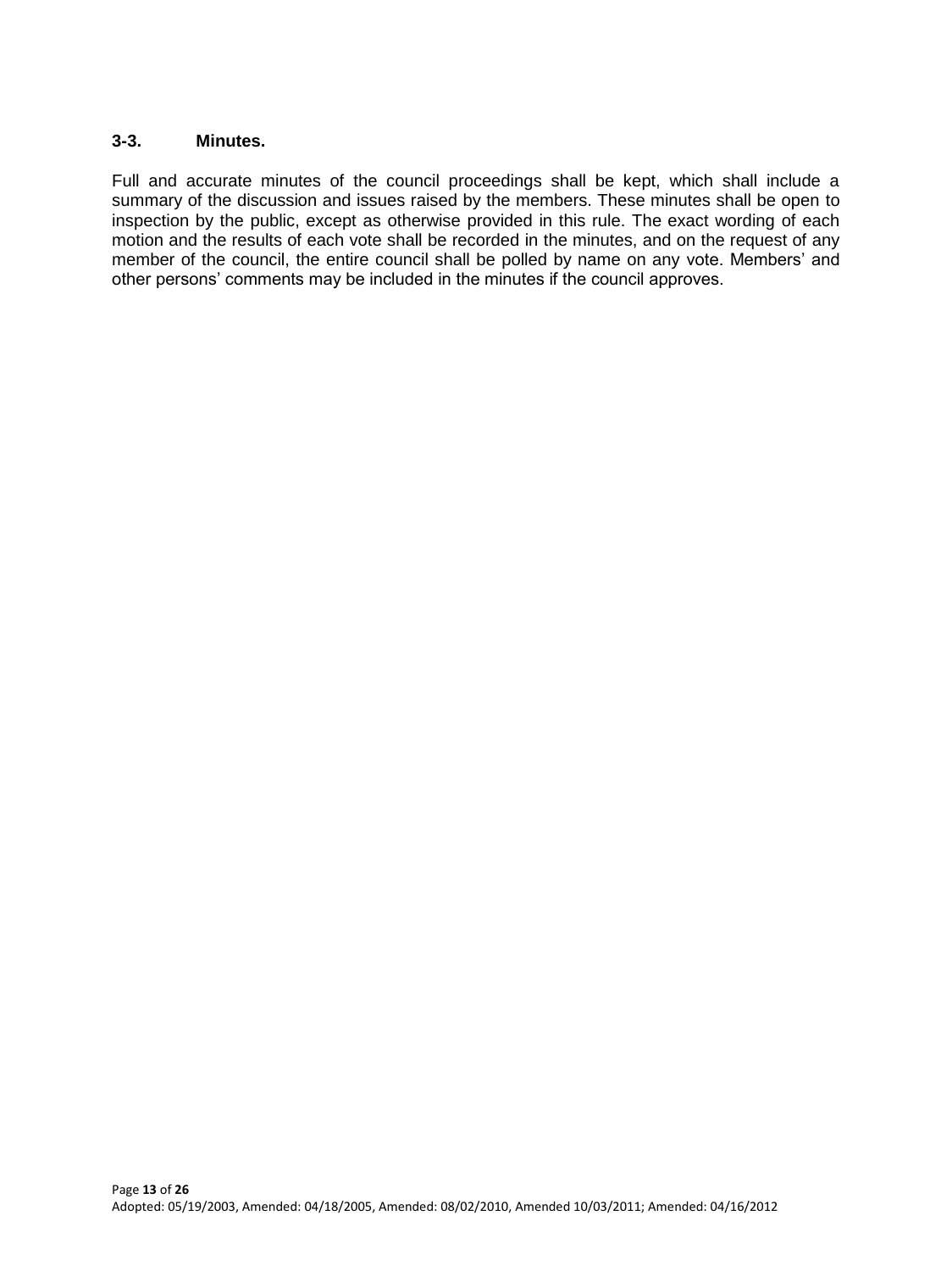### 3-3. Minutes.

Full and accurate minutes of the council proceedings shall be kept, which shall include a summary of the discussion and issues raised by the members. These minutes shall be open to inspection by the public, except as otherwise provided in this rule. The exact wording of each motion and the results of each vote shall be recorded in the minutes, and on the request of any member of the council, the entire council shall be polled by name on any vote. Members' and other persons' comments may be included in the minutes if the council approves.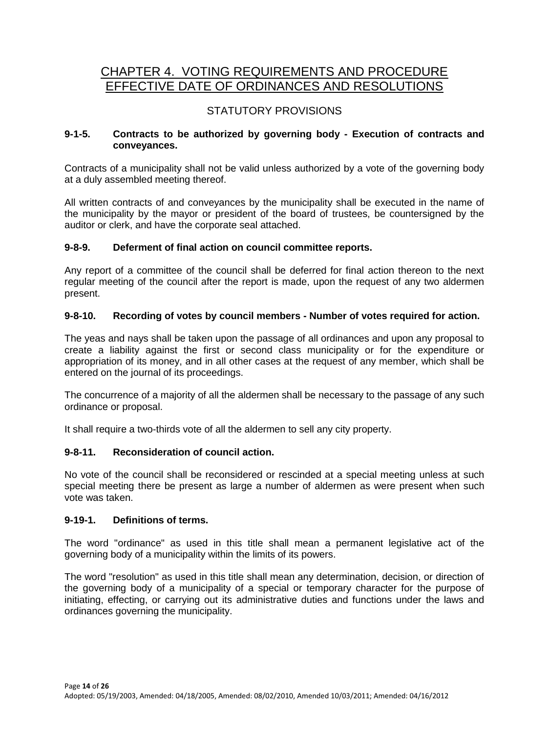# CHAPTER 4. VOTING REQUIREMENTS AND PROCEDURE EFFECTIVE DATE OF ORDINANCES AND RESOLUTIONS

## STATUTORY PROVISIONS

### 9-1-5. Contracts to be authorized by governing body - Execution of contracts and conveyances.

Contracts of a municipality shall not be valid unless authorized by a vote of the governing body at a duly assembled meeting thereof.

All written contracts of and conveyances by the municipality shall be executed in the name of the municipality by the mayor or president of the board of trustees, be countersigned by the auditor or clerk, and have the corporate seal attached.

### 9-8-9. Deferment of final action on council committee reports.

Any report of a committee of the council shall be deferred for final action thereon to the next regular meeting of the council after the report is made, upon the request of any two aldermen present.

### 9-8-10. Recording of votes by council members - Number of votes required for action.

The yeas and nays shall be taken upon the passage of all ordinances and upon any proposal to create a liability against the first or second class municipality or for the expenditure or appropriation of its money, and in all other cases at the request of any member, which shall be entered on the journal of its proceedings.

The concurrence of a majority of all the aldermen shall be necessary to the passage of any such ordinance or proposal.

It shall require a two-thirds vote of all the aldermen to sell any city property.

### 9-8-11. Reconsideration of council action.

No vote of the council shall be reconsidered or rescinded at a special meeting unless at such special meeting there be present as large a number of aldermen as were present when such vote was taken.

### 9-19-1. Definitions of terms.

The word "ordinance" as used in this title shall mean a permanent legislative act of the governing body of a municipality within the limits of its powers.

The word "resolution" as used in this title shall mean any determination, decision, or direction of the governing body of a municipality of a special or temporary character for the purpose of initiating, effecting, or carrying out its administrative duties and functions under the laws and ordinances governing the municipality.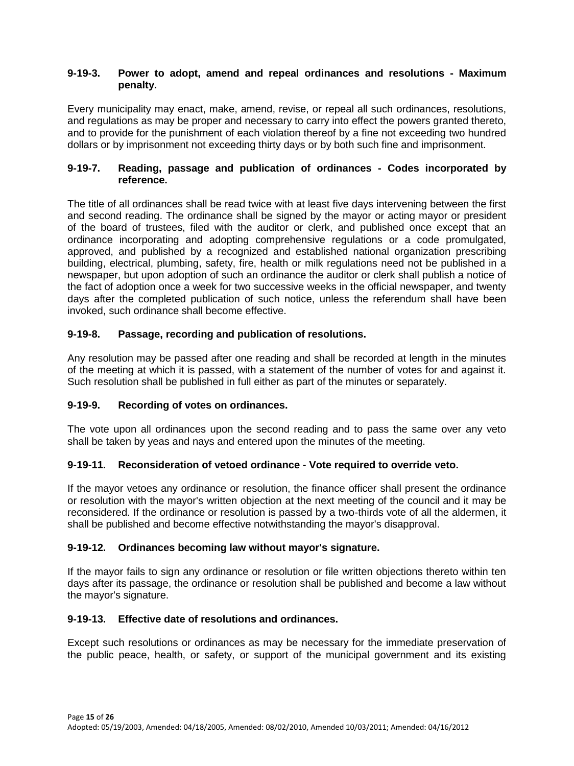### 9-19-3. Power to adopt, amend and repeal ordinances and resolutions - Maximum penalty.

Every municipality may enact, make, amend, revise, or repeal all such ordinances, resolutions, and regulations as may be proper and necessary to carry into effect the powers granted thereto, and to provide for the punishment of each violation thereof by a fine not exceeding two hundred dollars or by imprisonment not exceeding thirty days or by both such fine and imprisonment.

### 9-19-7. Reading, passage and publication of ordinances - Codes incorporated by reference.

The title of all ordinances shall be read twice with at least five days intervening between the first and second reading. The ordinance shall be signed by the mayor or acting mayor or president of the board of trustees, filed with the auditor or clerk, and published once except that an ordinance incorporating and adopting comprehensive regulations or a code promulgated, approved, and published by a recognized and established national organization prescribing building, electrical, plumbing, safety, fire, health or milk regulations need not be published in a newspaper, but upon adoption of such an ordinance the auditor or clerk shall publish a notice of the fact of adoption once a week for two successive weeks in the official newspaper, and twenty days after the completed publication of such notice, unless the referendum shall have been invoked, such ordinance shall become effective.

### 9-19-8. Passage, recording and publication of resolutions.

Any resolution may be passed after one reading and shall be recorded at length in the minutes of the meeting at which it is passed, with a statement of the number of votes for and against it. Such resolution shall be published in full either as part of the minutes or separately.

### 9-19-9. Recording of votes on ordinances.

The vote upon all ordinances upon the second reading and to pass the same over any veto shall be taken by yeas and nays and entered upon the minutes of the meeting.

### 9-19-11. Reconsideration of vetoed ordinance - Vote required to override veto.

If the mayor vetoes any ordinance or resolution, the finance officer shall present the ordinance or resolution with the mayor's written objection at the next meeting of the council and it may be reconsidered. If the ordinance or resolution is passed by a two-thirds vote of all the aldermen, it shall be published and become effective notwithstanding the mayor's disapproval.

### 9-19-12. Ordinances becoming law without mayor's signature.

If the mayor fails to sign any ordinance or resolution or file written objections thereto within ten days after its passage, the ordinance or resolution shall be published and become a law without the mayor's signature.

### 9-19-13. Effective date of resolutions and ordinances.

Except such resolutions or ordinances as may be necessary for the immediate preservation of the public peace, health, or safety, or support of the municipal government and its existing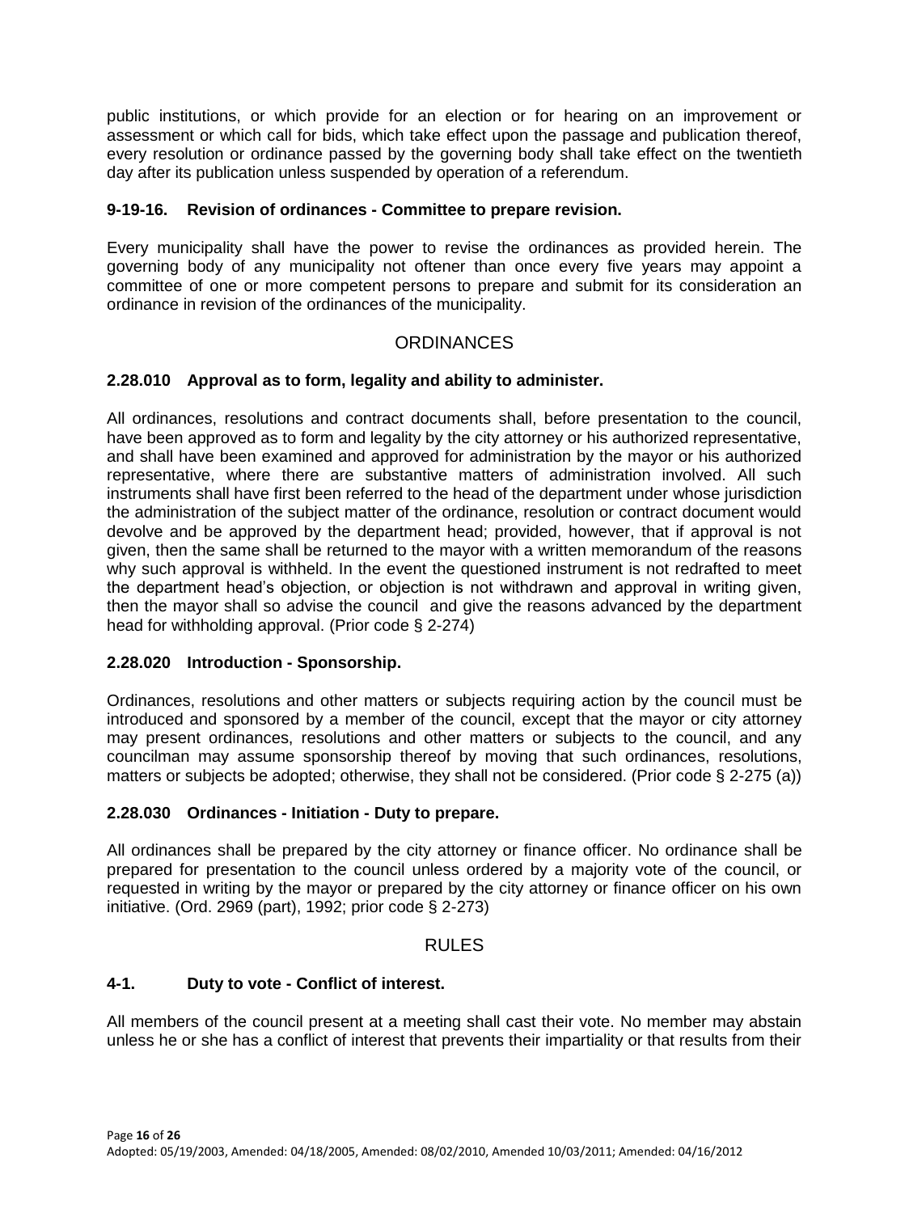public institutions, or which provide for an election or for hearing on an improvement or assessment or which call for bids, which take effect upon the passage and publication thereof, every resolution or ordinance passed by the governing body shall take effect on the twentieth day after its publication unless suspended by operation of a referendum.

**9-19-16. Revision of ordinances - Committee to prepare revision.**

Every municipality shall have the power to revise the ordinances as provided herein. The governing body of any municipality not oftener than once every five years may appoint a committee of one or more competent persons to prepare and submit for its consideration an ordinance in revision of the ordinances of the municipality.

## ORDINANCES

**2.28.010 Approval as to form, legality and ability to administer.**

All ordinances, resolutions and contract documents shall, before presentation to the council, have been approved as to form and legality by the city attorney or his authorized representative, and shall have been examined and approved for administration by the mayor or his authorized representative, where there are substantive matters of administration involved. All such instruments shall have first been referred to the head of the department under whose jurisdiction the administration of the subject matter of the ordinance, resolution or contract document would devolve and be approved by the department head; provided, however, that if approval is not given, then the same shall be returned to the mayor with a written memorandum of the reasons why such approval is withheld. In the event the questioned instrument is not redrafted to meet the department head's objection, or objection is not withdrawn and approval in writing given, then the mayor shall so advise the council and give the reasons advanced by the department head for withholding approval. (Prior code § 2-274)

**2.28.020 Introduction - Sponsorship.**

Ordinances, resolutions and other matters or subjects requiring action by the council must be introduced and sponsored by a member of the council, except that the mayor or city attorney may present ordinances, resolutions and other matters or subjects to the council, and any councilman may assume sponsorship thereof by moving that such ordinances, resolutions, matters or subjects be adopted; otherwise, they shall not be considered. (Prior code § 2-275 (a))

**2.28.030 Ordinances - Initiation - Duty to prepare.**

All ordinances shall be prepared by the city attorney or finance officer. No ordinance shall be prepared for presentation to the council unless ordered by a majority vote of the council, or requested in writing by the mayor or prepared by the city attorney or finance officer on his own initiative. (Ord. 2969 (part), 1992; prior code § 2-273)

## RULES

**4-1. Duty to vote - Conflict of interest.**

All members of the council present at a meeting shall cast their vote. No member may abstain unless he or she has a conflict of interest that prevents their impartiality or that results from their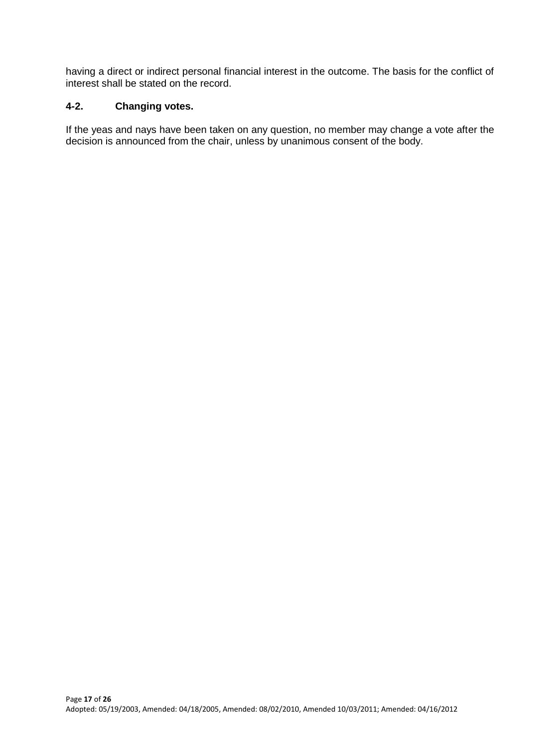having a direct or indirect personal financial interest in the outcome. The basis for the conflict of interest shall be stated on the record.

### 4-2. Changing votes.

If the yeas and nays have been taken on any question, no member may change a vote after the decision is announced from the chair, unless by unanimous consent of the body.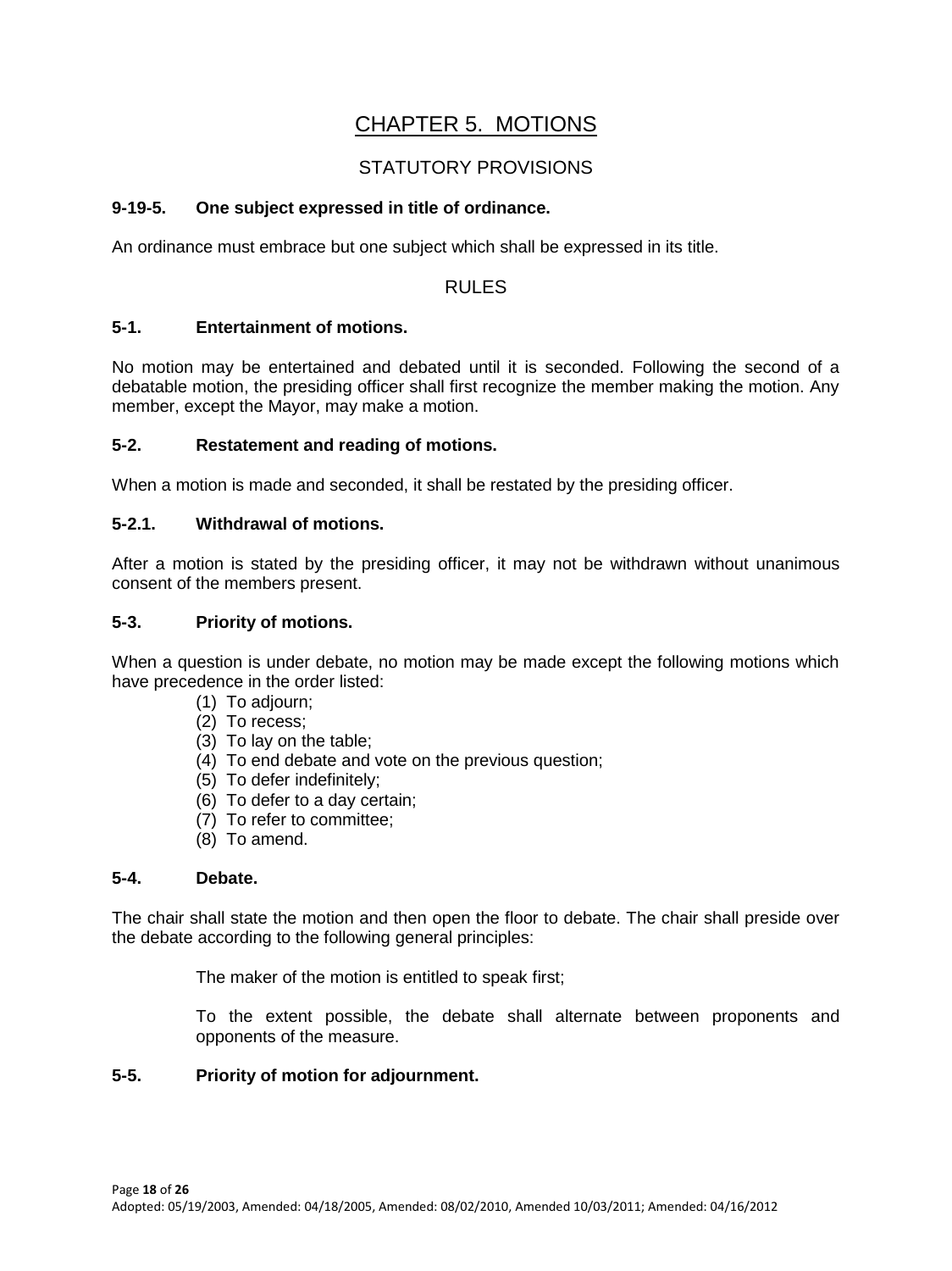# CHAPTER 5. MOTIONS

## STATUTORY PROVISIONS

**9-19-5. One subject expressed in title of ordinance.**

An ordinance must embrace but one subject which shall be expressed in its title.

## RULES

**5-1. Entertainment of motions.**

No motion may be entertained and debated until it is seconded. Following the second of a debatable motion, the presiding officer shall first recognize the member making the motion. Any member, except the Mayor, may make a motion.

**5-2. Restatement and reading of motions.**

When a motion is made and seconded, it shall be restated by the presiding officer.

**5-2.1. Withdrawal of motions.**

After a motion is stated by the presiding officer, it may not be withdrawn without unanimous consent of the members present.

**5-3. Priority of motions.**

When a question is under debate, no motion may be made except the following motions which have precedence in the order listed:

(1) To adjourn;
(2) To recess;
(3) To lay on the table;
(4) To end debate and vote on the previous question;
(5) To defer indefinitely;
(6) To defer to a day certain;
(7) To refer to committee;
(8) To amend.

**5-4. Debate.**

The chair shall state the motion and then open the floor to debate. The chair shall preside over the debate according to the following general principles:

The maker of the motion is entitled to speak first;

To the extent possible, the debate shall alternate between proponents and opponents of the measure.

**5-5. Priority of motion for adjournment.**

Adopted: 05/19/2003, Amended: 04/18/2005, Amended: 08/02/2010, Amended 10/03/2011; Amended: 04/16/2012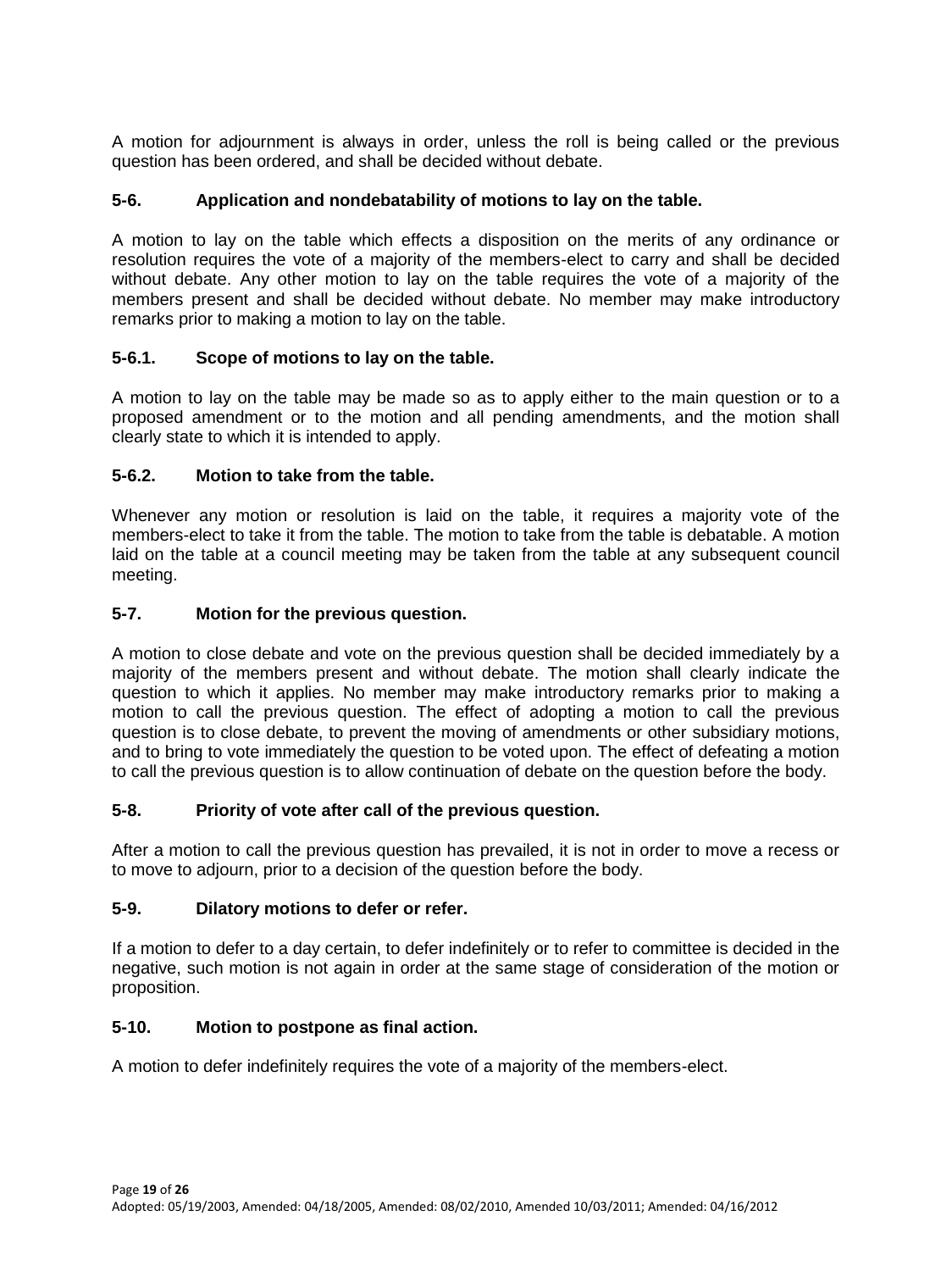A motion for adjournment is always in order, unless the roll is being called or the previous question has been ordered, and shall be decided without debate.

### 5-6. Application and nondebatability of motions to lay on the table.

A motion to lay on the table which effects a disposition on the merits of any ordinance or resolution requires the vote of a majority of the members-elect to carry and shall be decided without debate. Any other motion to lay on the table requires the vote of a majority of the members present and shall be decided without debate. No member may make introductory remarks prior to making a motion to lay on the table.

### 5-6.1. Scope of motions to lay on the table.

A motion to lay on the table may be made so as to apply either to the main question or to a proposed amendment or to the motion and all pending amendments, and the motion shall clearly state to which it is intended to apply.

### 5-6.2. Motion to take from the table.

Whenever any motion or resolution is laid on the table, it requires a majority vote of the members-elect to take it from the table. The motion to take from the table is debatable. A motion laid on the table at a council meeting may be taken from the table at any subsequent council meeting.

### 5-7. Motion for the previous question.

A motion to close debate and vote on the previous question shall be decided immediately by a majority of the members present and without debate. The motion shall clearly indicate the question to which it applies. No member may make introductory remarks prior to making a motion to call the previous question. The effect of adopting a motion to call the previous question is to close debate, to prevent the moving of amendments or other subsidiary motions, and to bring to vote immediately the question to be voted upon. The effect of defeating a motion to call the previous question is to allow continuation of debate on the question before the body.

### 5-8. Priority of vote after call of the previous question.

After a motion to call the previous question has prevailed, it is not in order to move a recess or to move to adjourn, prior to a decision of the question before the body.

### 5-9. Dilatory motions to defer or refer.

If a motion to defer to a day certain, to defer indefinitely or to refer to committee is decided in the negative, such motion is not again in order at the same stage of consideration of the motion or proposition.

### 5-10. Motion to postpone as final action.

A motion to defer indefinitely requires the vote of a majority of the members-elect.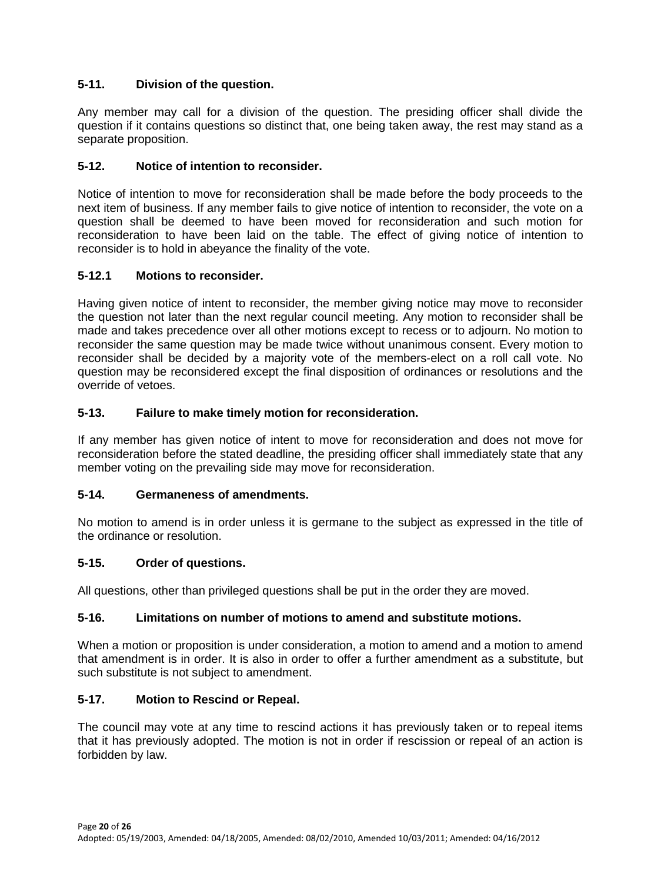### 5-11. Division of the question.

Any member may call for a division of the question. The presiding officer shall divide the question if it contains questions so distinct that, one being taken away, the rest may stand as a separate proposition.

### 5-12. Notice of intention to reconsider.

Notice of intention to move for reconsideration shall be made before the body proceeds to the next item of business. If any member fails to give notice of intention to reconsider, the vote on a question shall be deemed to have been moved for reconsideration and such motion for reconsideration to have been laid on the table. The effect of giving notice of intention to reconsider is to hold in abeyance the finality of the vote.

### 5-12.1 Motions to reconsider.

Having given notice of intent to reconsider, the member giving notice may move to reconsider the question not later than the next regular council meeting. Any motion to reconsider shall be made and takes precedence over all other motions except to recess or to adjourn. No motion to reconsider the same question may be made twice without unanimous consent. Every motion to reconsider shall be decided by a majority vote of the members-elect on a roll call vote. No question may be reconsidered except the final disposition of ordinances or resolutions and the override of vetoes.

### 5-13. Failure to make timely motion for reconsideration.

If any member has given notice of intent to move for reconsideration and does not move for reconsideration before the stated deadline, the presiding officer shall immediately state that any member voting on the prevailing side may move for reconsideration.

### 5-14. Germaneness of amendments.

No motion to amend is in order unless it is germane to the subject as expressed in the title of the ordinance or resolution.

### 5-15. Order of questions.

All questions, other than privileged questions shall be put in the order they are moved.

### 5-16. Limitations on number of motions to amend and substitute motions.

When a motion or proposition is under consideration, a motion to amend and a motion to amend that amendment is in order. It is also in order to offer a further amendment as a substitute, but such substitute is not subject to amendment.

### 5-17. Motion to Rescind or Repeal.

The council may vote at any time to rescind actions it has previously taken or to repeal items that it has previously adopted. The motion is not in order if rescission or repeal of an action is forbidden by law.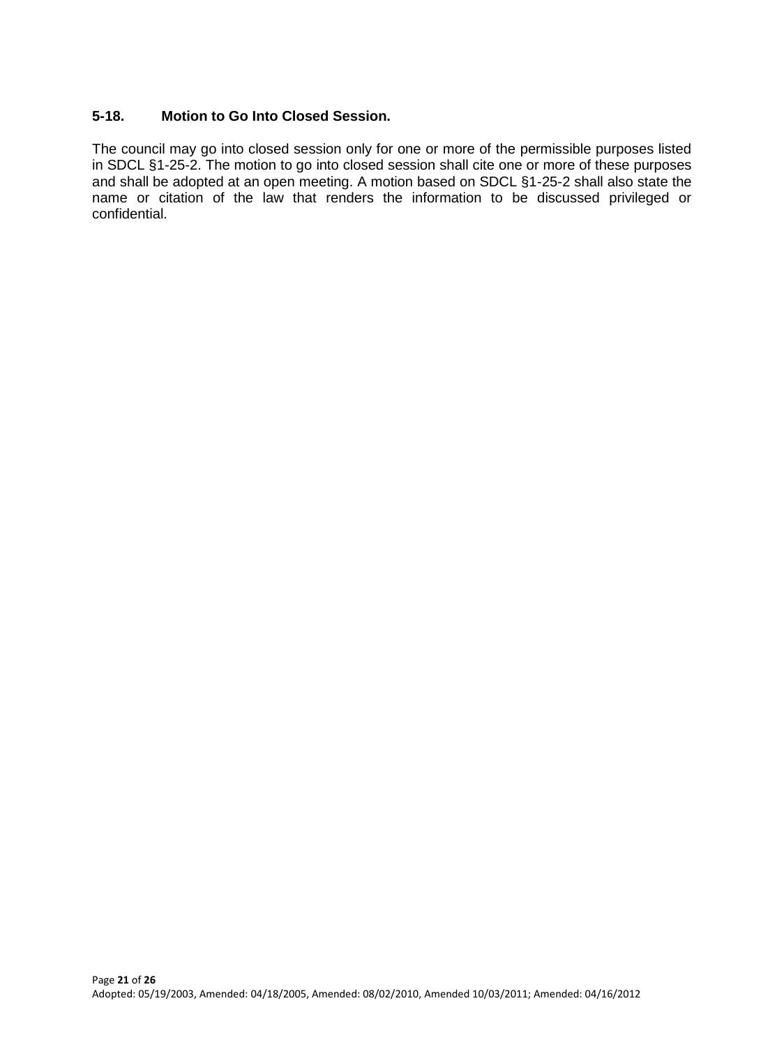### 5-18. Motion to Go Into Closed Session.

The council may go into closed session only for one or more of the permissible purposes listed in SDCL §1-25-2. The motion to go into closed session shall cite one or more of these purposes and shall be adopted at an open meeting. A motion based on SDCL §1-25-2 shall also state the name or citation of the law that renders the information to be discussed privileged or confidential.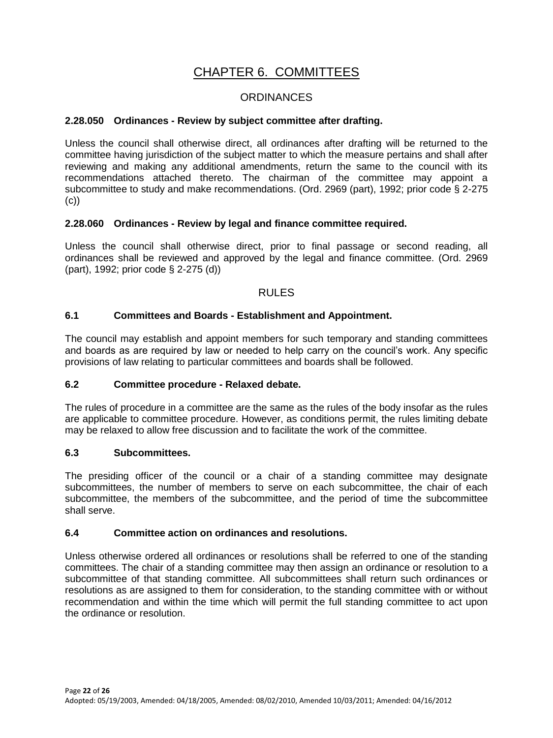# CHAPTER 6. COMMITTEES

## ORDINANCES

### 2.28.050 Ordinances - Review by subject committee after drafting.

Unless the council shall otherwise direct, all ordinances after drafting will be returned to the committee having jurisdiction of the subject matter to which the measure pertains and shall after reviewing and making any additional amendments, return the same to the council with its recommendations attached thereto. The chairman of the committee may appoint a subcommittee to study and make recommendations. (Ord. 2969 (part), 1992; prior code § 2-275 (c))

### 2.28.060 Ordinances - Review by legal and finance committee required.

Unless the council shall otherwise direct, prior to final passage or second reading, all ordinances shall be reviewed and approved by the legal and finance committee. (Ord. 2969 (part), 1992; prior code § 2-275 (d))

## RULES

### 6.1 Committees and Boards - Establishment and Appointment.

The council may establish and appoint members for such temporary and standing committees and boards as are required by law or needed to help carry on the council's work. Any specific provisions of law relating to particular committees and boards shall be followed.

### 6.2 Committee procedure - Relaxed debate.

The rules of procedure in a committee are the same as the rules of the body insofar as the rules are applicable to committee procedure. However, as conditions permit, the rules limiting debate may be relaxed to allow free discussion and to facilitate the work of the committee.

### 6.3 Subcommittees.

The presiding officer of the council or a chair of a standing committee may designate subcommittees, the number of members to serve on each subcommittee, the chair of each subcommittee, the members of the subcommittee, and the period of time the subcommittee shall serve.

### 6.4 Committee action on ordinances and resolutions.

Unless otherwise ordered all ordinances or resolutions shall be referred to one of the standing committees. The chair of a standing committee may then assign an ordinance or resolution to a subcommittee of that standing committee. All subcommittees shall return such ordinances or resolutions as are assigned to them for consideration, to the standing committee with or without recommendation and within the time which will permit the full standing committee to act upon the ordinance or resolution.

Adopted: 05/19/2003, Amended: 04/18/2005, Amended: 08/02/2010, Amended 10/03/2011; Amended: 04/16/2012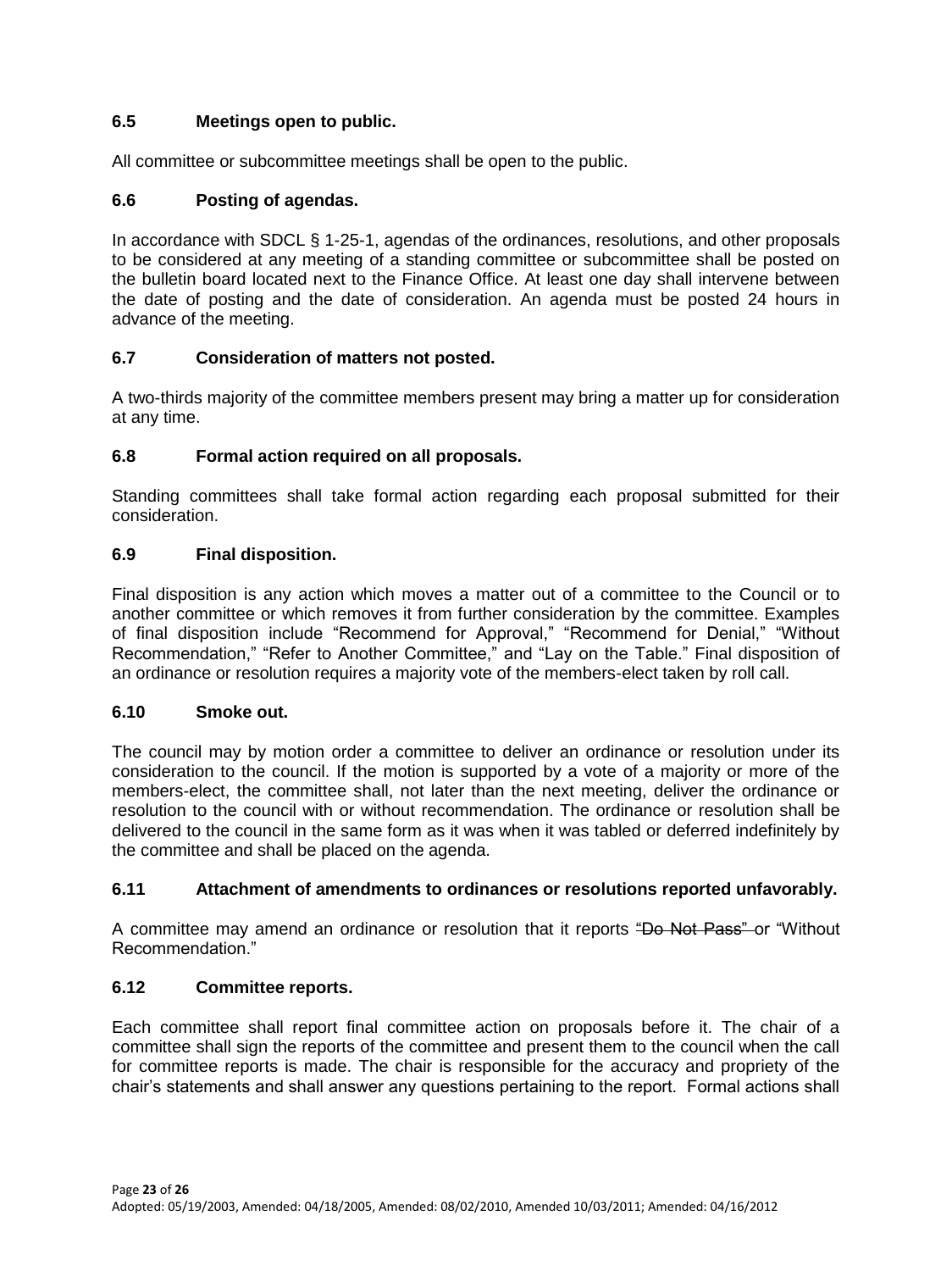### 6.5 Meetings open to public.

All committee or subcommittee meetings shall be open to the public.

### 6.6 Posting of agendas.

In accordance with SDCL § 1-25-1, agendas of the ordinances, resolutions, and other proposals to be considered at any meeting of a standing committee or subcommittee shall be posted on the bulletin board located next to the Finance Office. At least one day shall intervene between the date of posting and the date of consideration. An agenda must be posted 24 hours in advance of the meeting.

### 6.7 Consideration of matters not posted.

A two-thirds majority of the committee members present may bring a matter up for consideration at any time.

### 6.8 Formal action required on all proposals.

Standing committees shall take formal action regarding each proposal submitted for their consideration.

### 6.9 Final disposition.

Final disposition is any action which moves a matter out of a committee to the Council or to another committee or which removes it from further consideration by the committee. Examples of final disposition include "Recommend for Approval," "Recommend for Denial," "Without Recommendation," "Refer to Another Committee," and "Lay on the Table." Final disposition of an ordinance or resolution requires a majority vote of the members-elect taken by roll call.

### 6.10 Smoke out.

The council may by motion order a committee to deliver an ordinance or resolution under its consideration to the council. If the motion is supported by a vote of a majority or more of the members-elect, the committee shall, not later than the next meeting, deliver the ordinance or resolution to the council with or without recommendation. The ordinance or resolution shall be delivered to the council in the same form as it was when it was tabled or deferred indefinitely by the committee and shall be placed on the agenda.

### 6.11 Attachment of amendments to ordinances or resolutions reported unfavorably.

A committee may amend an ordinance or resolution that it reports ~~"Do Not Pass"~~ or "Without Recommendation."

### 6.12 Committee reports.

Each committee shall report final committee action on proposals before it. The chair of a committee shall sign the reports of the committee and present them to the council when the call for committee reports is made. The chair is responsible for the accuracy and propriety of the chair's statements and shall answer any questions pertaining to the report. Formal actions shall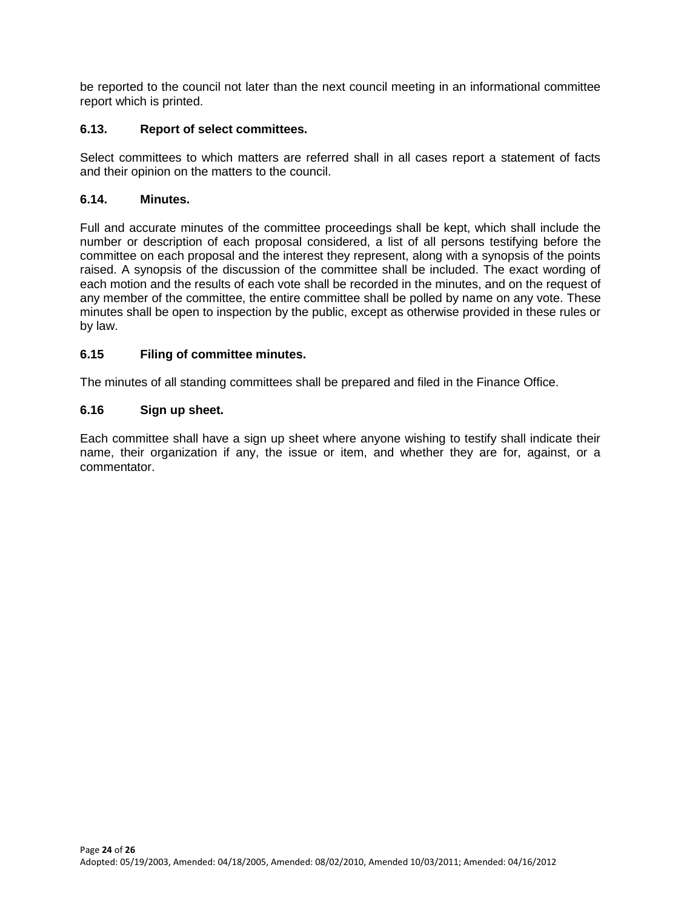be reported to the council not later than the next council meeting in an informational committee report which is printed.

### 6.13. Report of select committees.

Select committees to which matters are referred shall in all cases report a statement of facts and their opinion on the matters to the council.

### 6.14. Minutes.

Full and accurate minutes of the committee proceedings shall be kept, which shall include the number or description of each proposal considered, a list of all persons testifying before the committee on each proposal and the interest they represent, along with a synopsis of the points raised. A synopsis of the discussion of the committee shall be included. The exact wording of each motion and the results of each vote shall be recorded in the minutes, and on the request of any member of the committee, the entire committee shall be polled by name on any vote. These minutes shall be open to inspection by the public, except as otherwise provided in these rules or by law.

### 6.15 Filing of committee minutes.

The minutes of all standing committees shall be prepared and filed in the Finance Office.

### 6.16 Sign up sheet.

Each committee shall have a sign up sheet where anyone wishing to testify shall indicate their name, their organization if any, the issue or item, and whether they are for, against, or a commentator.

Adopted: 05/19/2003, Amended: 04/18/2005, Amended: 08/02/2010, Amended 10/03/2011; Amended: 04/16/2012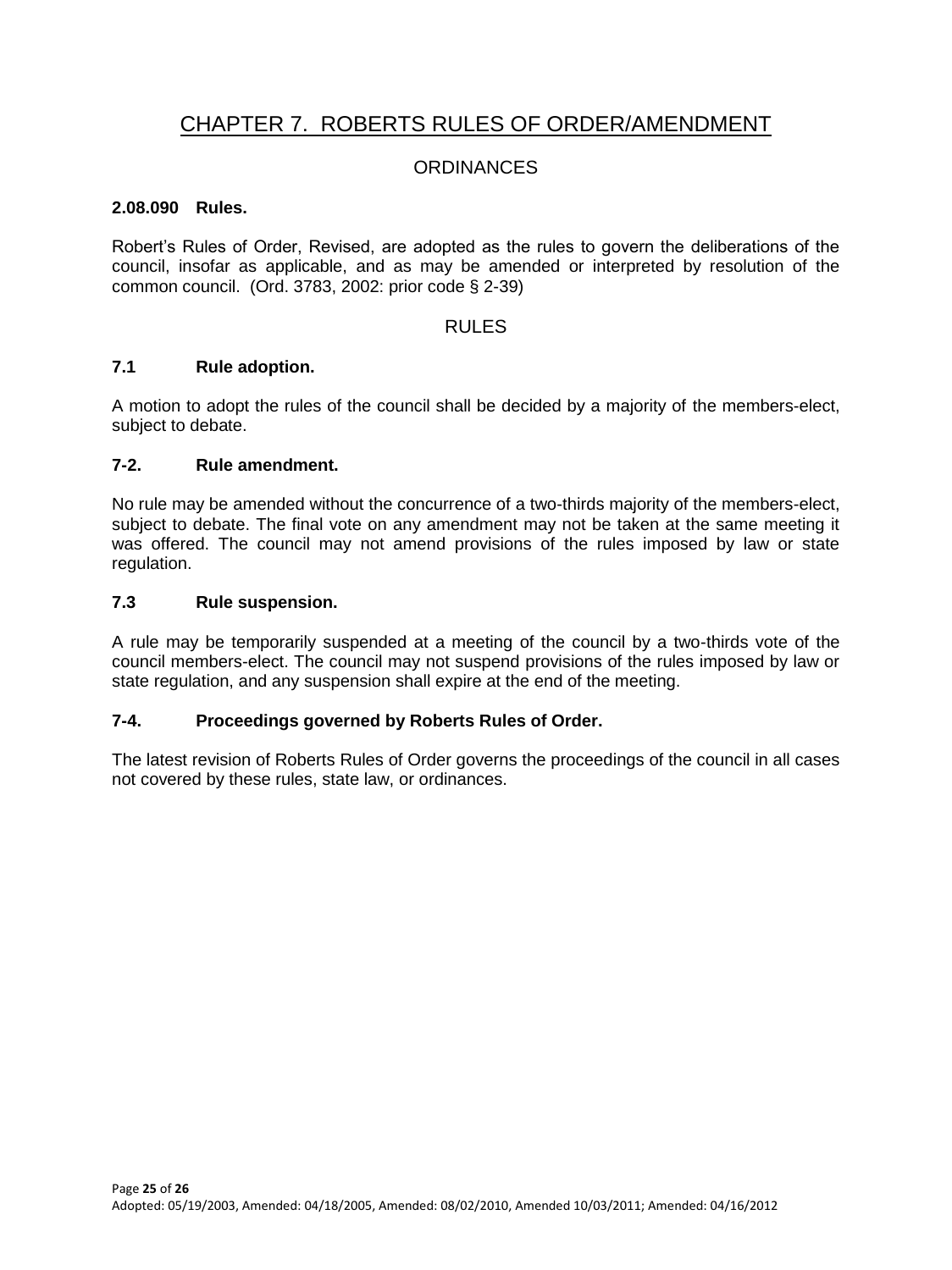# CHAPTER 7. ROBERTS RULES OF ORDER/AMENDMENT

## ORDINANCES

**2.08.090 Rules.**

Robert's Rules of Order, Revised, are adopted as the rules to govern the deliberations of the council, insofar as applicable, and as may be amended or interpreted by resolution of the common council. (Ord. 3783, 2002: prior code § 2-39)

## RULES

**7.1 Rule adoption.**

A motion to adopt the rules of the council shall be decided by a majority of the members-elect, subject to debate.

**7-2. Rule amendment.**

No rule may be amended without the concurrence of a two-thirds majority of the members-elect, subject to debate. The final vote on any amendment may not be taken at the same meeting it was offered. The council may not amend provisions of the rules imposed by law or state regulation.

**7.3 Rule suspension.**

A rule may be temporarily suspended at a meeting of the council by a two-thirds vote of the council members-elect. The council may not suspend provisions of the rules imposed by law or state regulation, and any suspension shall expire at the end of the meeting.

**7-4. Proceedings governed by Roberts Rules of Order.**

The latest revision of Roberts Rules of Order governs the proceedings of the council in all cases not covered by these rules, state law, or ordinances.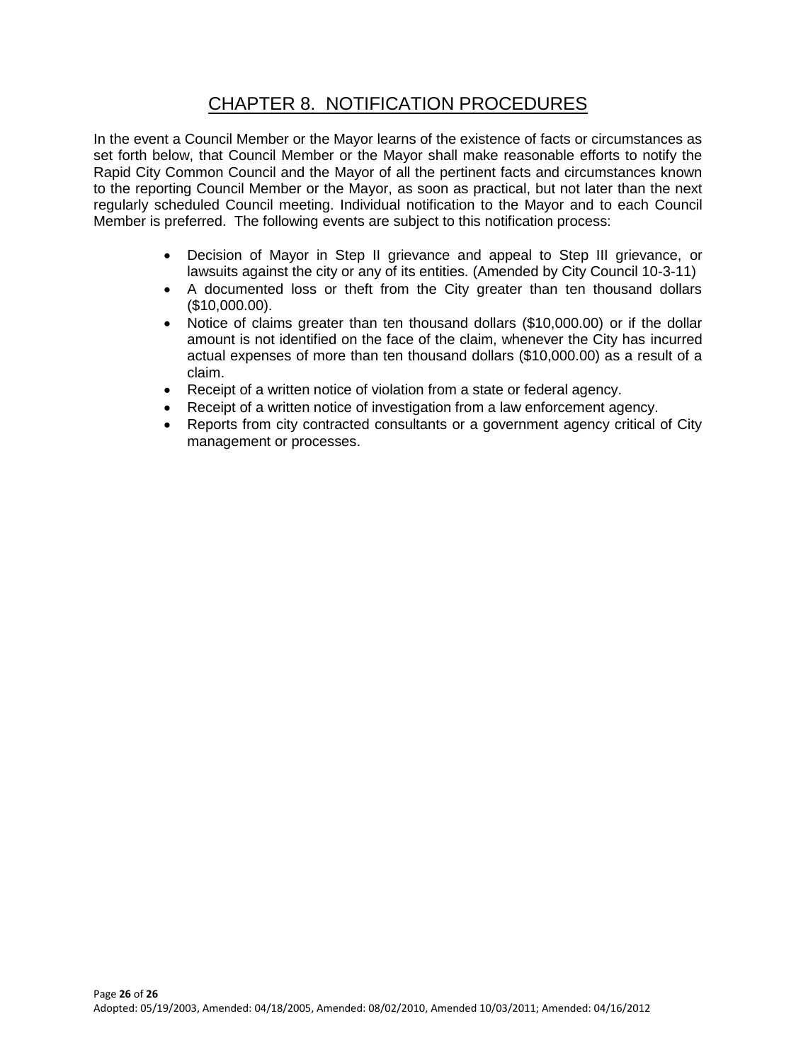# CHAPTER 8. NOTIFICATION PROCEDURES

In the event a Council Member or the Mayor learns of the existence of facts or circumstances as set forth below, that Council Member or the Mayor shall make reasonable efforts to notify the Rapid City Common Council and the Mayor of all the pertinent facts and circumstances known to the reporting Council Member or the Mayor, as soon as practical, but not later than the next regularly scheduled Council meeting. Individual notification to the Mayor and to each Council Member is preferred. The following events are subject to this notification process:

- Decision of Mayor in Step II grievance and appeal to Step III grievance, or lawsuits against the city or any of its entities. (Amended by City Council 10-3-11)
- A documented loss or theft from the City greater than ten thousand dollars ($10,000.00).
- Notice of claims greater than ten thousand dollars ($10,000.00) or if the dollar amount is not identified on the face of the claim, whenever the City has incurred actual expenses of more than ten thousand dollars ($10,000.00) as a result of a claim.
- Receipt of a written notice of violation from a state or federal agency.
- Receipt of a written notice of investigation from a law enforcement agency.
- Reports from city contracted consultants or a government agency critical of City management or processes.

Adopted: 05/19/2003, Amended: 04/18/2005, Amended: 08/02/2010, Amended 10/03/2011; Amended: 04/16/2012